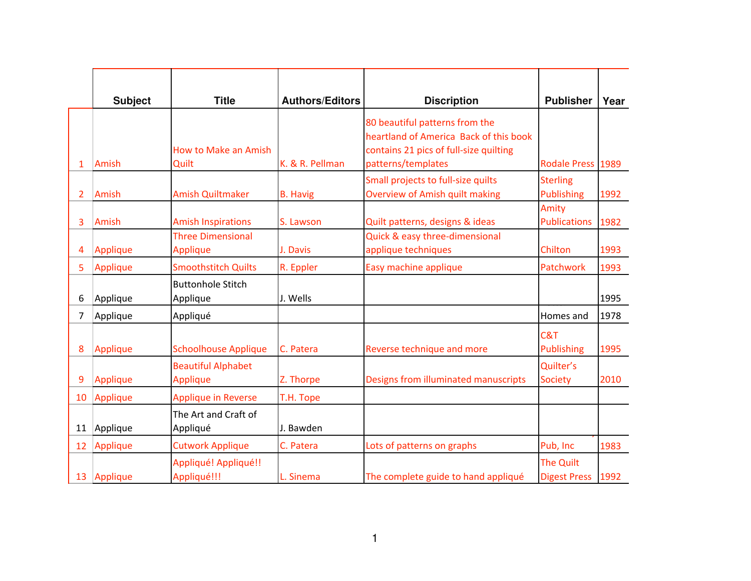|  | Subject | Title | Authors/Editors | Discription | Publisher | Year |
|---|---|---|---|---|---|---|
| 1 | Amish | How to Make an Amish Quilt | K. & R. Pellman | 80 beautiful patterns from the heartland of America Back of this book contains 21 pics of full-size quilting patterns/templates | Rodale Press | 1989 |
| 2 | Amish | Amish Quiltmaker | B. Havig | Small projects to full-size quilts Overview of Amish quilt making | Sterling Publishing | 1992 |
| 3 | Amish | Amish Inspirations | S. Lawson | Quilt patterns, designs & ideas | Amity Publications | 1982 |
| 4 | Applique | Three Dimensional Applique | J. Davis | Quick & easy three-dimensional applique techniques | Chilton | 1993 |
| 5 | Applique | Smoothstitch Quilts | R. Eppler | Easy machine applique | Patchwork | 1993 |
| 6 | Applique | Buttonhole Stitch Applique | J. Wells |  |  | 1995 |
| 7 | Applique | Appliqué |  |  | Homes and | 1978 |
| 8 | Applique | Schoolhouse Applique | C. Patera | Reverse technique and more | C&T Publishing | 1995 |
| 9 | Applique | Beautiful Alphabet Applique | Z. Thorpe | Designs from illuminated manuscripts | Quilter's Society | 2010 |
| 10 | Applique | Applique in Reverse | T.H. Tope |  |  |  |
| 11 | Applique | The Art and Craft of Appliqué | J. Bawden |  |  |  |
| 12 | Applique | Cutwork Applique | C. Patera | Lots of patterns on graphs | Pub, Inc | 1983 |
| 13 | Applique | Appliqué! Appliqué!! Appliqué!!! | L. Sinema | The complete guide to hand appliqué | The Quilt Digest Press | 1992 |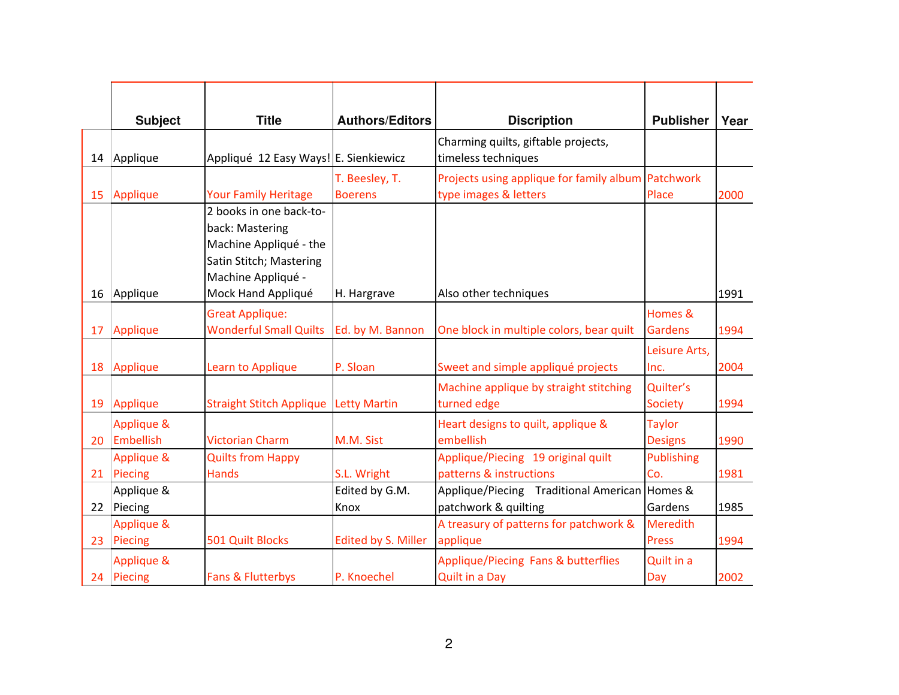|  | Subject | Title | Authors/Editors | Discription | Publisher | Year |
|---|---|---|---|---|---|---|
| 14 | Applique | Appliqué 12 Easy Ways! | E. Sienkiewicz | Charming quilts, giftable projects, timeless techniques |  |  |
| 15 | Applique | Your Family Heritage | T. Beesley, T. Boerens | Projects using applique for family album type images & letters | Patchwork Place | 2000 |
| 16 | Applique | 2 books in one back-to-back: Mastering Machine Appliqué - the Satin Stitch; Mastering Machine Appliqué - Mock Hand Appliqué | H. Hargrave | Also other techniques |  | 1991 |
| 17 | Applique | Great Applique: Wonderful Small Quilts | Ed. by M. Bannon | One block in multiple colors, bear quilt | Homes & Gardens | 1994 |
| 18 | Applique | Learn to Applique | P. Sloan | Sweet and simple appliqué projects | Leisure Arts, Inc. | 2004 |
| 19 | Applique | Straight Stitch Applique | Letty Martin | Machine applique by straight stitching turned edge | Quilter's Society | 1994 |
| 20 | Applique & Embellish | Victorian Charm | M.M. Sist | Heart designs to quilt, applique & embellish | Taylor Designs | 1990 |
| 21 | Applique & Piecing | Quilts from Happy Hands | S.L. Wright | Applique/Piecing 19 original quilt patterns & instructions | Publishing Co. | 1981 |
| 22 | Applique & Piecing |  | Edited by G.M. Knox | Applique/Piecing Traditional American patchwork & quilting | Homes & Gardens | 1985 |
| 23 | Applique & Piecing | 501 Quilt Blocks | Edited by S. Miller | A treasury of patterns for patchwork & applique | Meredith Press | 1994 |
| 24 | Applique & Piecing | Fans & Flutterbys | P. Knoechel | Applique/Piecing Fans & butterflies Quilt in a Day | Quilt in a Day | 2002 |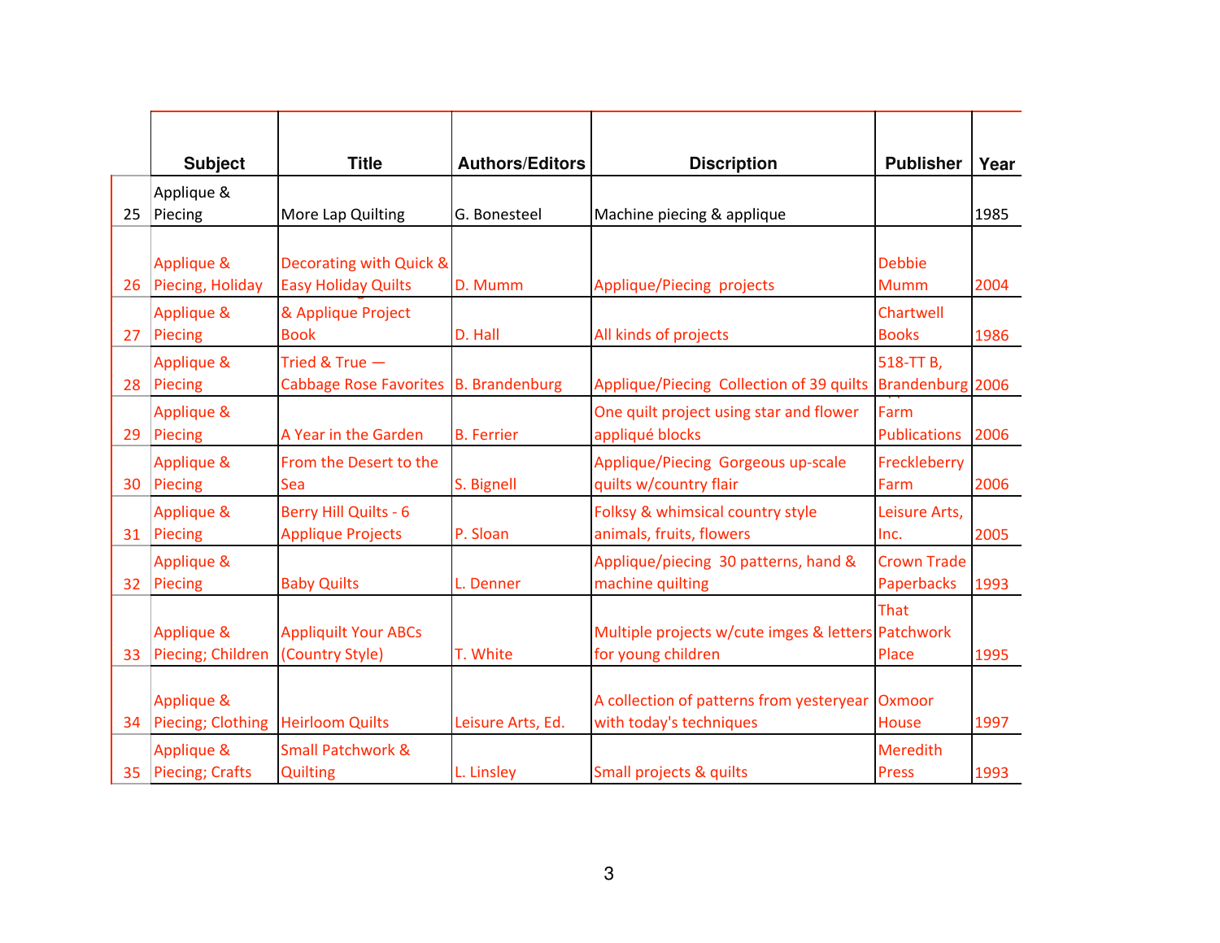| | Subject | Title | Authors/Editors | Discription | Publisher | Year |
|---|---|---|---|---|---|---|
| 25 | Applique & Piecing | More Lap Quilting | G. Bonesteel | Machine piecing & applique | | 1985 |
| 26 | Applique & Piecing, Holiday | Decorating with Quick & Easy Holiday Quilts | D. Mumm | Applique/Piecing projects | Debbie Mumm | 2004 |
| 27 | Applique & Piecing | & Applique Project Book | D. Hall | All kinds of projects | Chartwell Books | 1986 |
| 28 | Applique & Piecing | Tried & True — Cabbage Rose Favorites | B. Brandenburg | Applique/Piecing Collection of 39 quilts | 518-TT B, Brandenburg | 2006 |
| 29 | Applique & Piecing | A Year in the Garden | B. Ferrier | One quilt project using star and flower appliqué blocks | Farm Publications | 2006 |
| 30 | Applique & Piecing | From the Desert to the Sea | S. Bignell | Applique/Piecing Gorgeous up-scale quilts w/country flair | Freckleberry Farm | 2006 |
| 31 | Applique & Piecing | Berry Hill Quilts - 6 Applique Projects | P. Sloan | Folksy & whimsical country style animals, fruits, flowers | Leisure Arts, Inc. | 2005 |
| 32 | Applique & Piecing | Baby Quilts | L. Denner | Applique/piecing 30 patterns, hand & machine quilting | Crown Trade Paperbacks | 1993 |
| 33 | Applique & Piecing; Children | Appliquilt Your ABCs (Country Style) | T. White | Multiple projects w/cute imges & letters for young children | That Patchwork Place | 1995 |
| 34 | Applique & Piecing; Clothing | Heirloom Quilts | Leisure Arts, Ed. | A collection of patterns from yesteryear with today's techniques | Oxmoor House | 1997 |
| 35 | Applique & Piecing; Crafts | Small Patchwork & Quilting | L. Linsley | Small projects & quilts | Meredith Press | 1993 |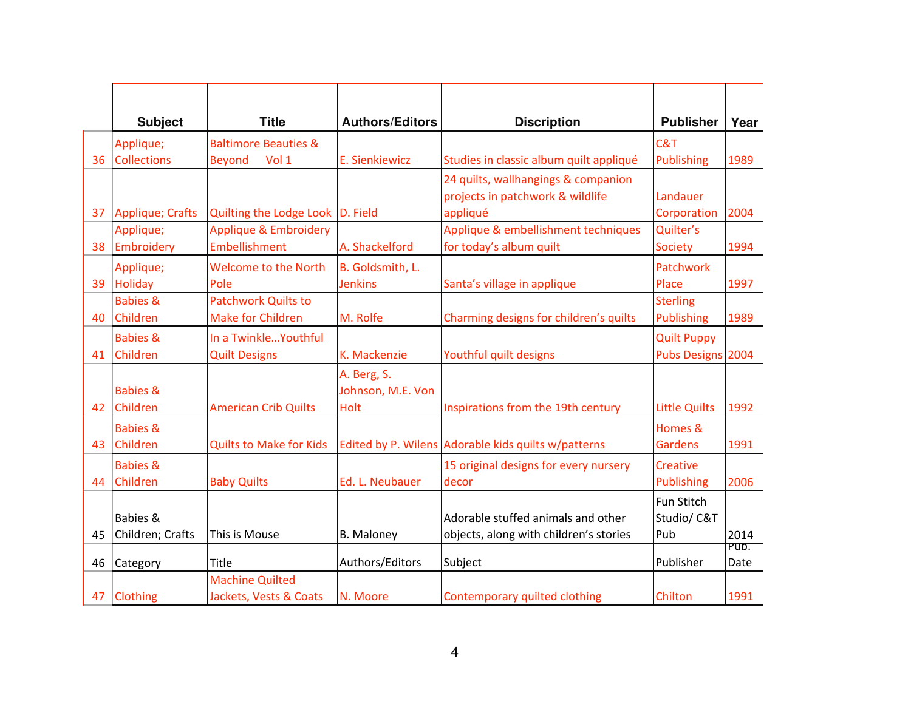|  | Subject | Title | Authors/Editors | Discription | Publisher | Year |
|---|---|---|---|---|---|---|
| 36 | Applique; Collections | Baltimore Beauties & Beyond Vol 1 | E. Sienkiewicz | Studies in classic album quilt appliqué | C&T Publishing | 1989 |
| 37 | Applique; Crafts | Quilting the Lodge Look | D. Field | 24 quilts, wallhangings & companion projects in patchwork & wildlife appliqué | Landauer Corporation | 2004 |
| 38 | Applique; Embroidery | Applique & Embroidery Embellishment | A. Shackelford | Applique & embellishment techniques for today's album quilt | Quilter's Society | 1994 |
| 39 | Applique; Holiday | Welcome to the North Pole | B. Goldsmith, L. Jenkins | Santa's village in applique | Patchwork Place | 1997 |
| 40 | Babies & Children | Patchwork Quilts to Make for Children | M. Rolfe | Charming designs for children's quilts | Sterling Publishing | 1989 |
| 41 | Babies & Children | In a Twinkle…Youthful Quilt Designs | K. Mackenzie | Youthful quilt designs | Quilt Puppy Pubs Designs | 2004 |
| 42 | Babies & Children | American Crib Quilts | A. Berg, S. Johnson, M.E. Von Holt | Inspirations from the 19th century | Little Quilts | 1992 |
| 43 | Babies & Children | Quilts to Make for Kids | Edited by P. Wilens | Adorable kids quilts w/patterns | Homes & Gardens | 1991 |
| 44 | Babies & Children | Baby Quilts | Ed. L. Neubauer | 15 original designs for every nursery decor | Creative Publishing | 2006 |
| 45 | Babies & Children; Crafts | This is Mouse | B. Maloney | Adorable stuffed animals and other objects, along with children's stories | Fun Stitch Studio/ C&T Pub | 2014 |
| 46 | Category | Title | Authors/Editors | Subject | Publisher | Pub. Date |
| 47 | Clothing | Machine Quilted Jackets, Vests & Coats | N. Moore | Contemporary quilted clothing | Chilton | 1991 |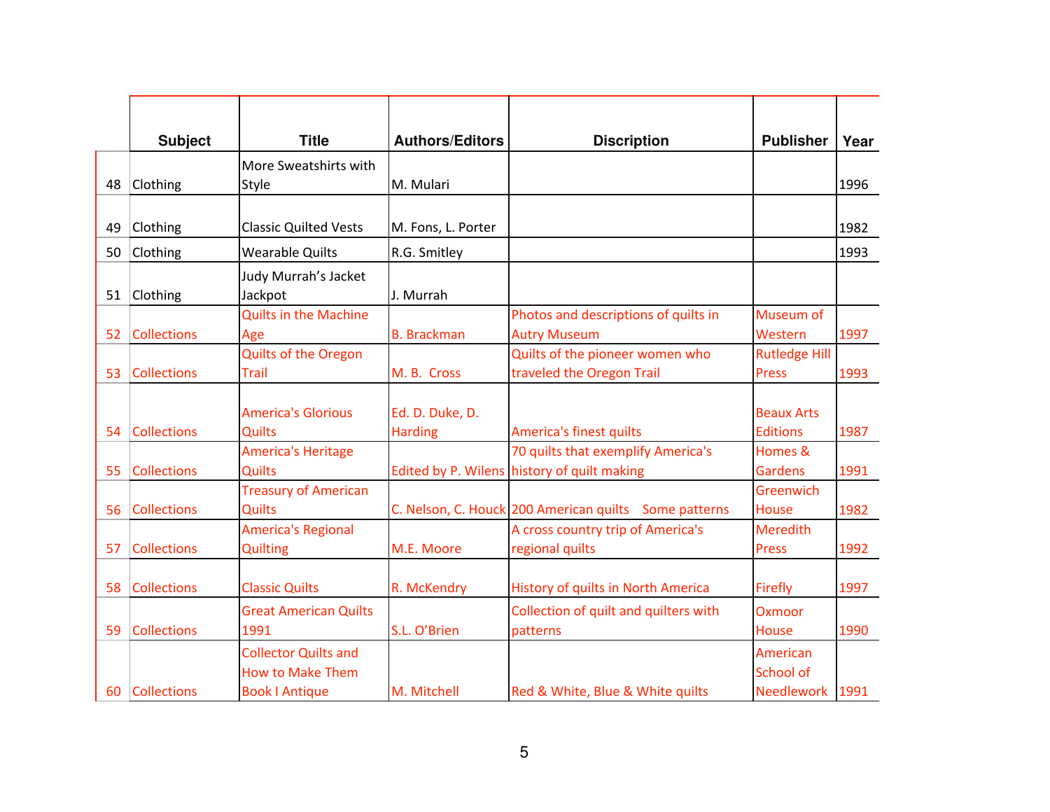| | Subject | Title | Authors/Editors | Discription | Publisher | Year |
|---|---|---|---|---|---|---|
| 48 | Clothing | More Sweatshirts with Style | M. Mulari | | | 1996 |
| 49 | Clothing | Classic Quilted Vests | M. Fons, L. Porter | | | 1982 |
| 50 | Clothing | Wearable Quilts | R.G. Smitley | | | 1993 |
| 51 | Clothing | Judy Murrah's Jacket Jackpot | J. Murrah | | | |
| 52 | Collections | Quilts in the Machine Age | B. Brackman | Photos and descriptions of quilts in Autry Museum | Museum of Western | 1997 |
| 53 | Collections | Quilts of the Oregon Trail | M. B. Cross | Quilts of the pioneer women who traveled the Oregon Trail | Rutledge Hill Press | 1993 |
| 54 | Collections | America's Glorious Quilts | Ed. D. Duke, D. Harding | America's finest quilts | Beaux Arts Editions | 1987 |
| 55 | Collections | America's Heritage Quilts | Edited by P. Wilens | 70 quilts that exemplify America's history of quilt making | Homes & Gardens | 1991 |
| 56 | Collections | Treasury of American Quilts | C. Nelson, C. Houck | 200 American quilts Some patterns | Greenwich House | 1982 |
| 57 | Collections | America's Regional Quilting | M.E. Moore | A cross country trip of America's regional quilts | Meredith Press | 1992 |
| 58 | Collections | Classic Quilts | R. McKendry | History of quilts in North America | Firefly | 1997 |
| 59 | Collections | Great American Quilts 1991 | S.L. O'Brien | Collection of quilt and quilters with patterns | Oxmoor House | 1990 |
| 60 | Collections | Collector Quilts and How to Make Them Book I Antique | M. Mitchell | Red & White, Blue & White quilts | American School of Needlework | 1991 |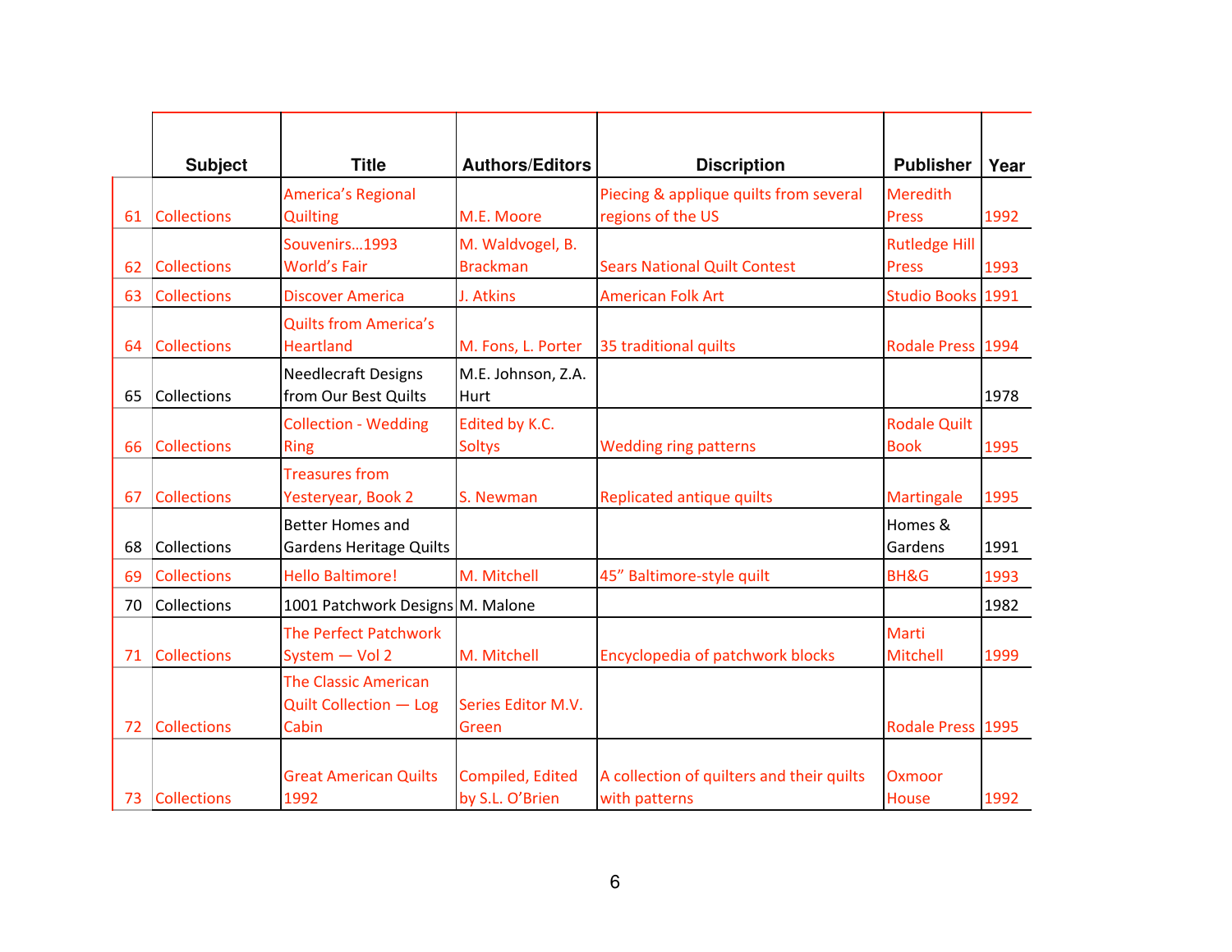| | Subject | Title | Authors/Editors | Discription | Publisher | Year |
|---|---|---|---|---|---|---|
| 61 | Collections | America's Regional Quilting | M.E. Moore | Piecing & applique quilts from several regions of the US | Meredith Press | 1992 |
| 62 | Collections | Souvenirs…1993 World's Fair | M. Waldvogel, B. Brackman | Sears National Quilt Contest | Rutledge Hill Press | 1993 |
| 63 | Collections | Discover America | J. Atkins | American Folk Art | Studio Books | 1991 |
| 64 | Collections | Quilts from America's Heartland | M. Fons, L. Porter | 35 traditional quilts | Rodale Press | 1994 |
| 65 | Collections | Needlecraft Designs from Our Best Quilts | M.E. Johnson, Z.A. Hurt | | | 1978 |
| 66 | Collections | Collection - Wedding Ring | Edited by K.C. Soltys | Wedding ring patterns | Rodale Quilt Book | 1995 |
| 67 | Collections | Treasures from Yesteryear, Book 2 | S. Newman | Replicated antique quilts | Martingale | 1995 |
| 68 | Collections | Better Homes and Gardens Heritage Quilts | | | Homes & Gardens | 1991 |
| 69 | Collections | Hello Baltimore! | M. Mitchell | 45" Baltimore-style quilt | BH&G | 1993 |
| 70 | Collections | 1001 Patchwork Designs | M. Malone | | | 1982 |
| 71 | Collections | The Perfect Patchwork System — Vol 2 | M. Mitchell | Encyclopedia of patchwork blocks | Marti Mitchell | 1999 |
| 72 | Collections | The Classic American Quilt Collection — Log Cabin | Series Editor M.V. Green | | Rodale Press | 1995 |
| 73 | Collections | Great American Quilts 1992 | Compiled, Edited by S.L. O'Brien | A collection of quilters and their quilts with patterns | Oxmoor House | 1992 |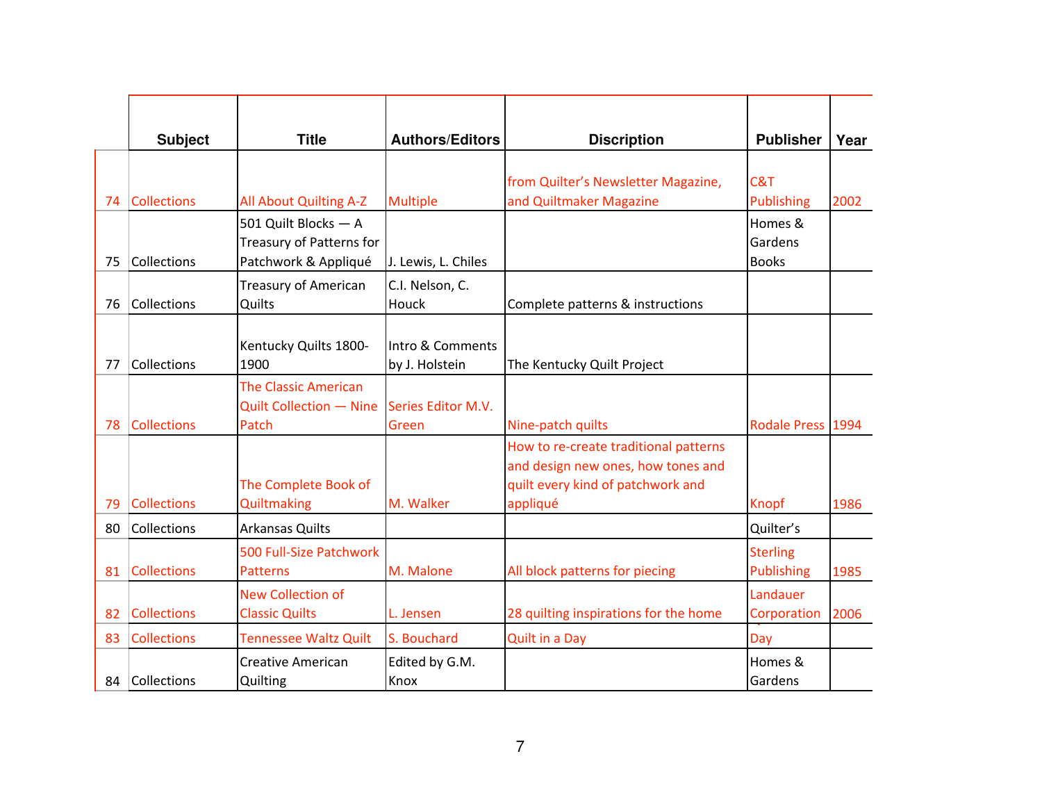| | Subject | Title | Authors/Editors | Discription | Publisher | Year |
|---|---|---|---|---|---|---|
| 74 | Collections | All About Quilting A-Z | Multiple | from Quilter's Newsletter Magazine, and Quiltmaker Magazine | C&T Publishing | 2002 |
| 75 | Collections | 501 Quilt Blocks — A Treasury of Patterns for Patchwork & Appliqué | J. Lewis, L. Chiles | | Homes & Gardens Books | |
| 76 | Collections | Treasury of American Quilts | C.I. Nelson, C. Houck | Complete patterns & instructions | | |
| 77 | Collections | Kentucky Quilts 1800-1900 | Intro & Comments by J. Holstein | The Kentucky Quilt Project | | |
| 78 | Collections | The Classic American Quilt Collection — Nine Patch | Series Editor M.V. Green | Nine-patch quilts | Rodale Press | 1994 |
| 79 | Collections | The Complete Book of Quiltmaking | M. Walker | How to re-create traditional patterns and design new ones, how tones and quilt every kind of patchwork and appliqué | Knopf | 1986 |
| 80 | Collections | Arkansas Quilts | | | Quilter's | |
| 81 | Collections | 500 Full-Size Patchwork Patterns | M. Malone | All block patterns for piecing | Sterling Publishing | 1985 |
| 82 | Collections | New Collection of Classic Quilts | L. Jensen | 28 quilting inspirations for the home | Landauer Corporation | 2006 |
| 83 | Collections | Tennessee Waltz Quilt | S. Bouchard | Quilt in a Day | Day | |
| 84 | Collections | Creative American Quilting | Edited by G.M. Knox | | Homes & Gardens | |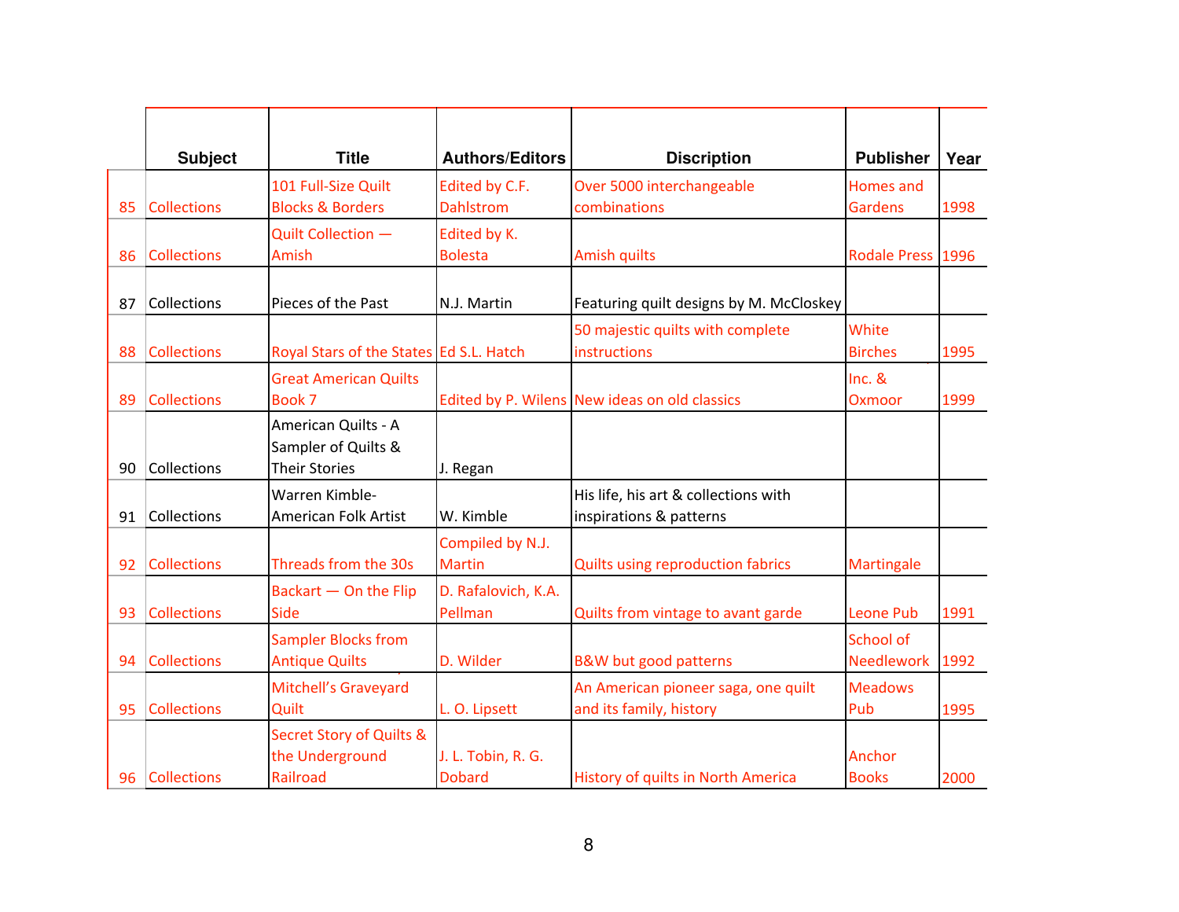| | Subject | Title | Authors/Editors | Discription | Publisher | Year |
|---|---|---|---|---|---|---|
| 85 | Collections | 101 Full-Size Quilt Blocks & Borders | Edited by C.F. Dahlstrom | Over 5000 interchangeable combinations | Homes and Gardens | 1998 |
| 86 | Collections | Quilt Collection — Amish | Edited by K. Bolesta | Amish quilts | Rodale Press | 1996 |
| 87 | Collections | Pieces of the Past | N.J. Martin | Featuring quilt designs by M. McCloskey | | |
| 88 | Collections | Royal Stars of the States | Ed S.L. Hatch | 50 majestic quilts with complete instructions | White Birches | 1995 |
| 89 | Collections | Great American Quilts Book 7 | Edited by P. Wilens | New ideas on old classics | Inc. & Oxmoor | 1999 |
| 90 | Collections | American Quilts - A Sampler of Quilts & Their Stories | J. Regan | | | |
| 91 | Collections | Warren Kimble-American Folk Artist | W. Kimble | His life, his art & collections with inspirations & patterns | | |
| 92 | Collections | Threads from the 30s | Compiled by N.J. Martin | Quilts using reproduction fabrics | Martingale | |
| 93 | Collections | Backart — On the Flip Side | D. Rafalovich, K.A. Pellman | Quilts from vintage to avant garde | Leone Pub | 1991 |
| 94 | Collections | Sampler Blocks from Antique Quilts | D. Wilder | B&W but good patterns | School of Needlework | 1992 |
| 95 | Collections | Mitchell's Graveyard Quilt | L. O. Lipsett | An American pioneer saga, one quilt and its family, history | Meadows Pub | 1995 |
| 96 | Collections | Secret Story of Quilts & the Underground Railroad | J. L. Tobin, R. G. Dobard | History of quilts in North America | Anchor Books | 2000 |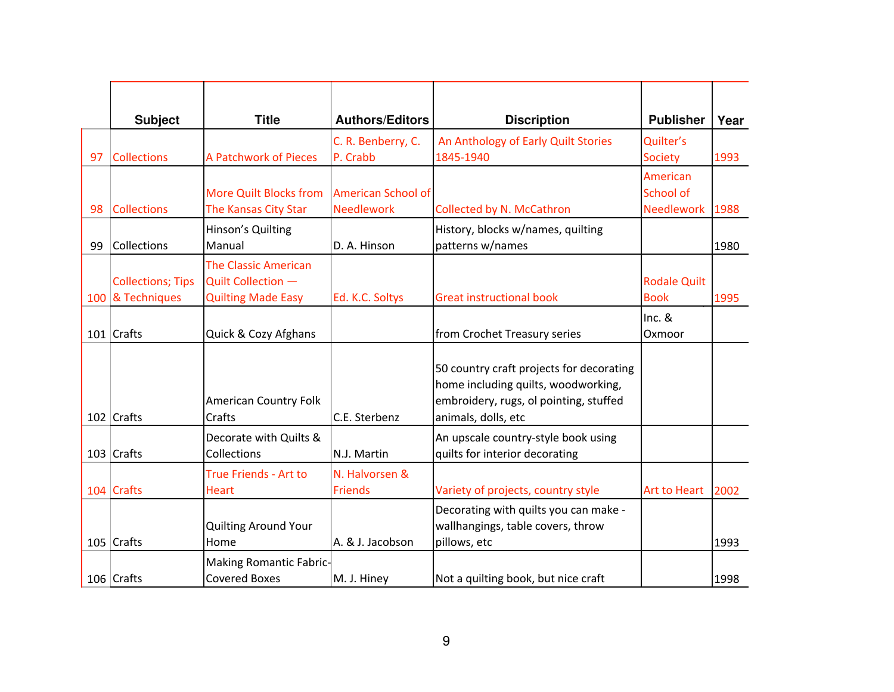|  | Subject | Title | Authors/Editors | Discription | Publisher | Year |
|---|---|---|---|---|---|---|
| 97 | Collections | A Patchwork of Pieces | C. R. Benberry, C. P. Crabb | An Anthology of Early Quilt Stories 1845-1940 | Quilter's Society | 1993 |
| 98 | Collections | More Quilt Blocks from The Kansas City Star | American School of Needlework | Collected by N. McCathron | American School of Needlework | 1988 |
| 99 | Collections | Hinson's Quilting Manual | D. A. Hinson | History, blocks w/names, quilting patterns w/names |  | 1980 |
| 100 | Collections; Tips & Techniques | The Classic American Quilt Collection — Quilting Made Easy | Ed. K.C. Soltys | Great instructional book | Rodale Quilt Book | 1995 |
| 101 | Crafts | Quick & Cozy Afghans |  | from Crochet Treasury series | Inc. & Oxmoor |  |
| 102 | Crafts | American Country Folk Crafts | C.E. Sterbenz | 50 country craft projects for decorating home including quilts, woodworking, embroidery, rugs, ol pointing, stuffed animals, dolls, etc |  |  |
| 103 | Crafts | Decorate with Quilts & Collections | N.J. Martin | An upscale country-style book using quilts for interior decorating |  |  |
| 104 | Crafts | True Friends - Art to Heart | N. Halvorsen & Friends | Variety of projects, country style | Art to Heart | 2002 |
| 105 | Crafts | Quilting Around Your Home | A. & J. Jacobson | Decorating with quilts you can make - wallhangings, table covers, throw pillows, etc |  | 1993 |
| 106 | Crafts | Making Romantic Fabric-Covered Boxes | M. J. Hiney | Not a quilting book, but nice craft |  | 1998 |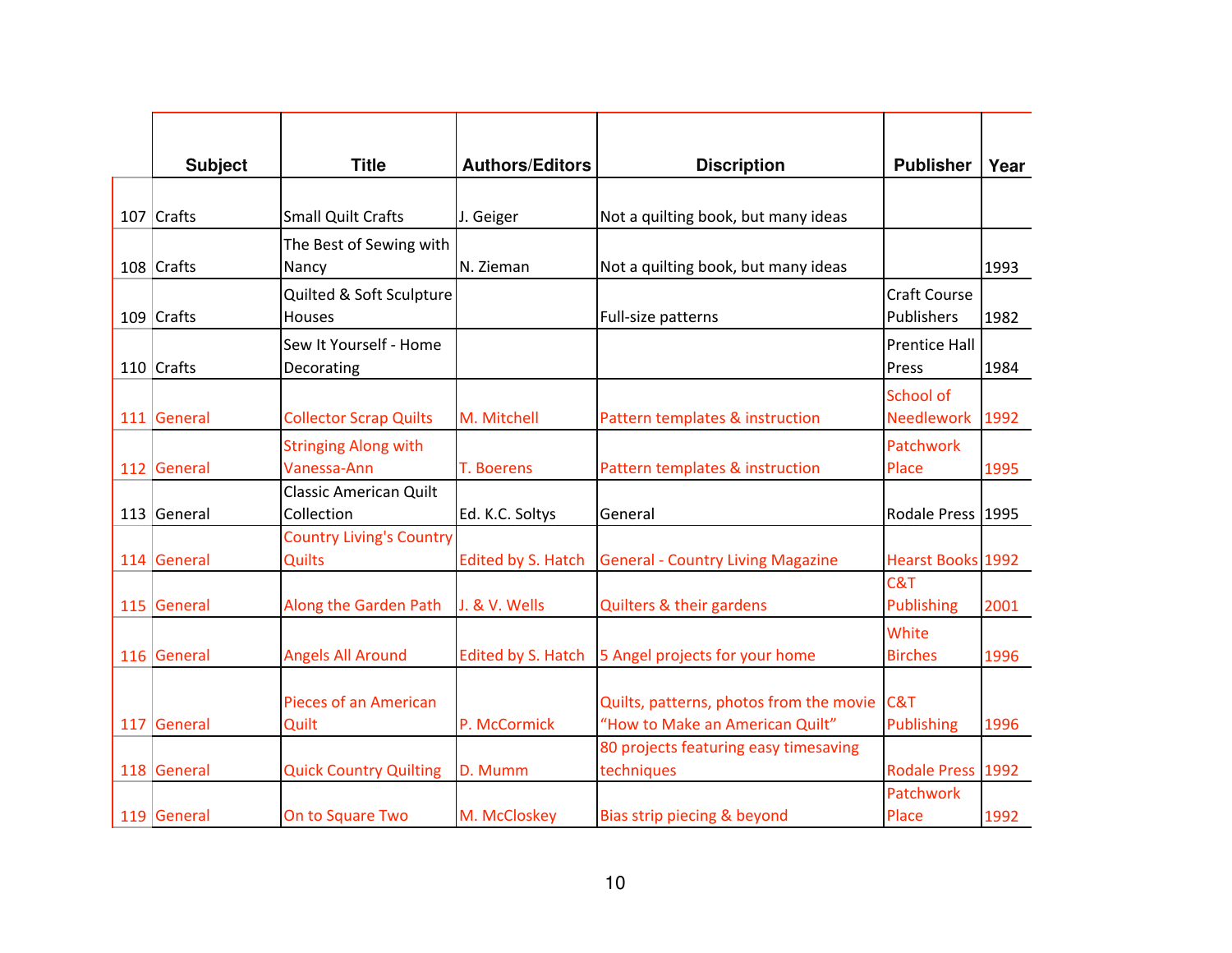|  | Subject | Title | Authors/Editors | Discription | Publisher | Year |
|---|---|---|---|---|---|---|
| 107 | Crafts | Small Quilt Crafts | J. Geiger | Not a quilting book, but many ideas |  |  |
| 108 | Crafts | The Best of Sewing with Nancy | N. Zieman | Not a quilting book, but many ideas |  | 1993 |
| 109 | Crafts | Quilted & Soft Sculpture Houses |  | Full-size patterns | Craft Course Publishers | 1982 |
| 110 | Crafts | Sew It Yourself - Home Decorating |  |  | Prentice Hall Press | 1984 |
| 111 | General | Collector Scrap Quilts | M. Mitchell | Pattern templates & instruction | School of Needlework | 1992 |
| 112 | General | Stringing Along with Vanessa-Ann | T. Boerens | Pattern templates & instruction | Patchwork Place | 1995 |
| 113 | General | Classic American Quilt Collection | Ed. K.C. Soltys | General | Rodale Press | 1995 |
| 114 | General | Country Living's Country Quilts | Edited by S. Hatch | General - Country Living Magazine | Hearst Books | 1992 |
| 115 | General | Along the Garden Path | J. & V. Wells | Quilters & their gardens | C&T Publishing | 2001 |
| 116 | General | Angels All Around | Edited by S. Hatch | 5 Angel projects for your home | White Birches | 1996 |
| 117 | General | Pieces of an American Quilt | P. McCormick | Quilts, patterns, photos from the movie "How to Make an American Quilt" | C&T Publishing | 1996 |
| 118 | General | Quick Country Quilting | D. Mumm | 80 projects featuring easy timesaving techniques | Rodale Press | 1992 |
| 119 | General | On to Square Two | M. McCloskey | Bias strip piecing & beyond | Patchwork Place | 1992 |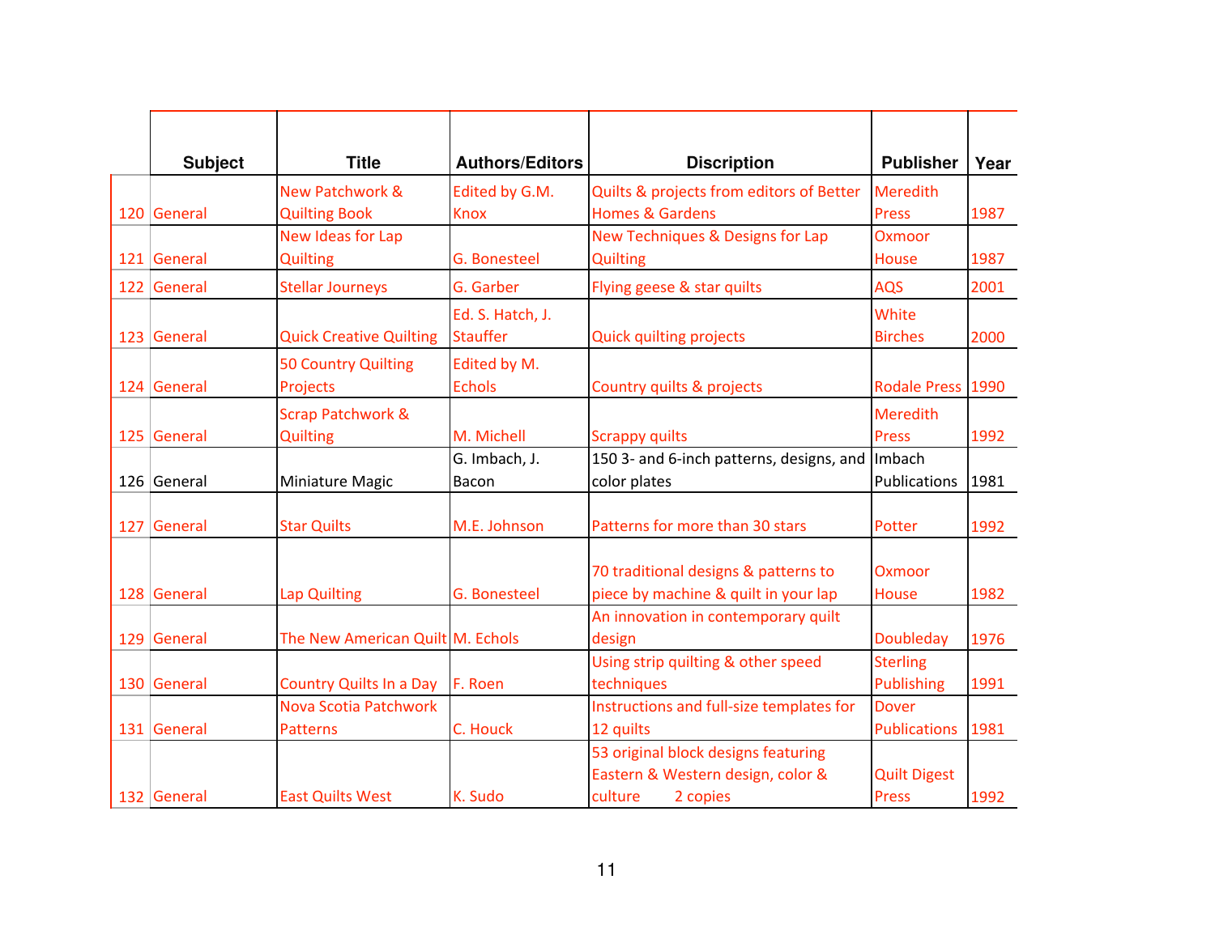| | Subject | Title | Authors/Editors | Discription | Publisher | Year |
|---|---|---|---|---|---|---|
| 120 | General | New Patchwork & Quilting Book | Edited by G.M. Knox | Quilts & projects from editors of Better Homes & Gardens | Meredith Press | 1987 |
| 121 | General | New Ideas for Lap Quilting | G. Bonesteel | New Techniques & Designs for Lap Quilting | Oxmoor House | 1987 |
| 122 | General | Stellar Journeys | G. Garber | Flying geese & star quilts | AQS | 2001 |
| 123 | General | Quick Creative Quilting | Ed. S. Hatch, J. Stauffer | Quick quilting projects | White Birches | 2000 |
| 124 | General | 50 Country Quilting Projects | Edited by M. Echols | Country quilts & projects | Rodale Press | 1990 |
| 125 | General | Scrap Patchwork & Quilting | M. Michell | Scrappy quilts | Meredith Press | 1992 |
| 126 | General | Miniature Magic | G. Imbach, J. Bacon | 150 3- and 6-inch patterns, designs, and color plates | Imbach Publications | 1981 |
| 127 | General | Star Quilts | M.E. Johnson | Patterns for more than 30 stars | Potter | 1992 |
| 128 | General | Lap Quilting | G. Bonesteel | 70 traditional designs & patterns to piece by machine & quilt in your lap | Oxmoor House | 1982 |
| 129 | General | The New American Quilt | M. Echols | An innovation in contemporary quilt design | Doubleday | 1976 |
| 130 | General | Country Quilts In a Day | F. Roen | Using strip quilting & other speed techniques | Sterling Publishing | 1991 |
| 131 | General | Nova Scotia Patchwork Patterns | C. Houck | Instructions and full-size templates for 12 quilts | Dover Publications | 1981 |
| 132 | General | East Quilts West | K. Sudo | 53 original block designs featuring Eastern & Western design, color & culture 2 copies | Quilt Digest Press | 1992 |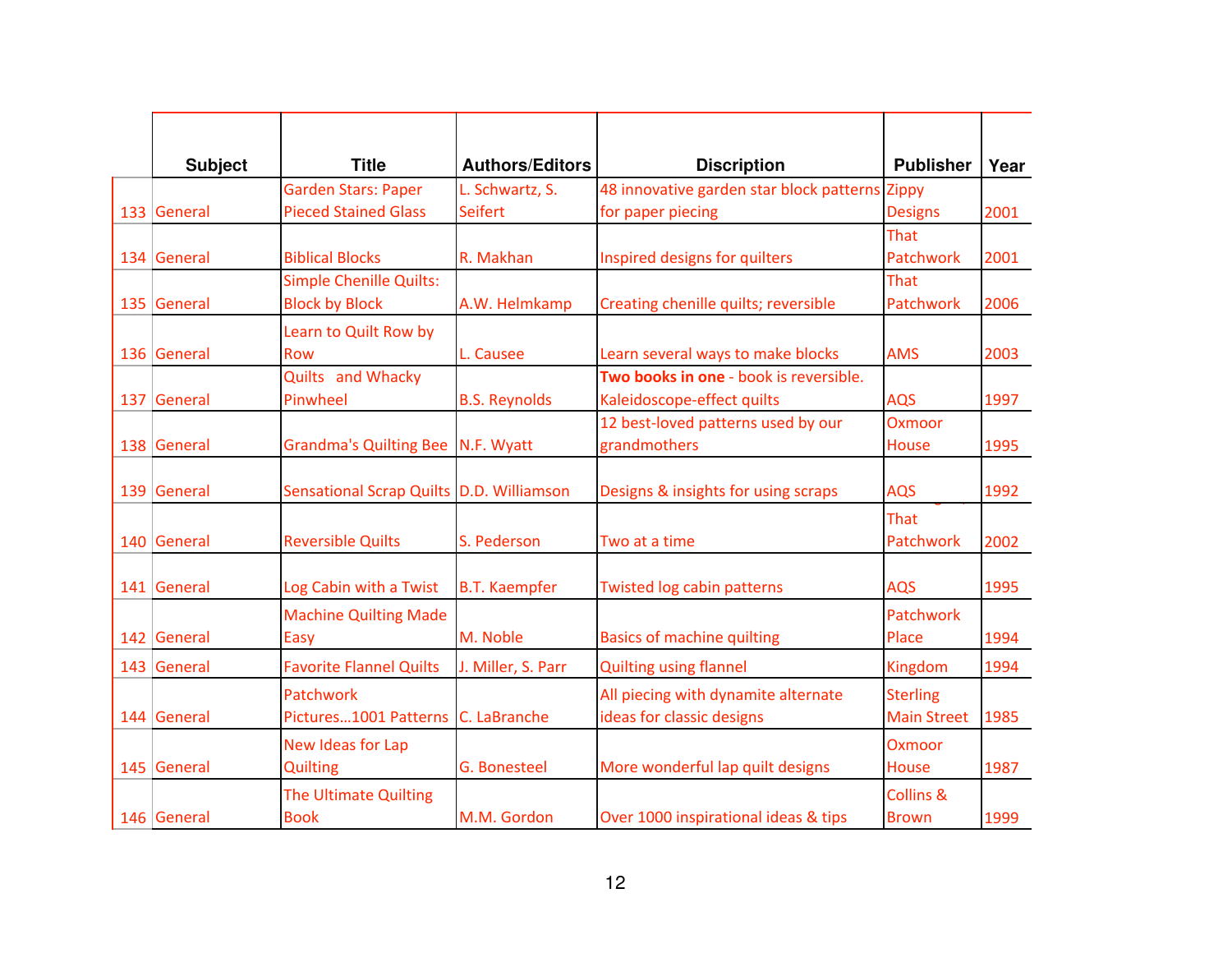| | Subject | Title | Authors/Editors | Discription | Publisher | Year |
|---|---|---|---|---|---|---|
| 133 | General | Garden Stars: Paper Pieced Stained Glass | L. Schwartz, S. Seifert | 48 innovative garden star block patterns for paper piecing | Zippy Designs | 2001 |
| 134 | General | Biblical Blocks | R. Makhan | Inspired designs for quilters | That Patchwork | 2001 |
| 135 | General | Simple Chenille Quilts: Block by Block | A.W. Helmkamp | Creating chenille quilts; reversible | That Patchwork | 2006 |
| 136 | General | Learn to Quilt Row by Row | L. Causee | Learn several ways to make blocks | AMS | 2003 |
| 137 | General | Quilts and Whacky Pinwheel | B.S. Reynolds | **Two books in one** - book is reversible. Kaleidoscope-effect quilts | AQS | 1997 |
| 138 | General | Grandma's Quilting Bee | N.F. Wyatt | 12 best-loved patterns used by our grandmothers | Oxmoor House | 1995 |
| 139 | General | Sensational Scrap Quilts | D.D. Williamson | Designs & insights for using scraps | AQS | 1992 |
| 140 | General | Reversible Quilts | S. Pederson | Two at a time | That Patchwork | 2002 |
| 141 | General | Log Cabin with a Twist | B.T. Kaempfer | Twisted log cabin patterns | AQS | 1995 |
| 142 | General | Machine Quilting Made Easy | M. Noble | Basics of machine quilting | Patchwork Place | 1994 |
| 143 | General | Favorite Flannel Quilts | J. Miller, S. Parr | Quilting using flannel | Kingdom | 1994 |
| 144 | General | Patchwork Pictures...1001 Patterns | C. LaBranche | All piecing with dynamite alternate ideas for classic designs | Sterling Main Street | 1985 |
| 145 | General | New Ideas for Lap Quilting | G. Bonesteel | More wonderful lap quilt designs | Oxmoor House | 1987 |
| 146 | General | The Ultimate Quilting Book | M.M. Gordon | Over 1000 inspirational ideas & tips | Collins & Brown | 1999 |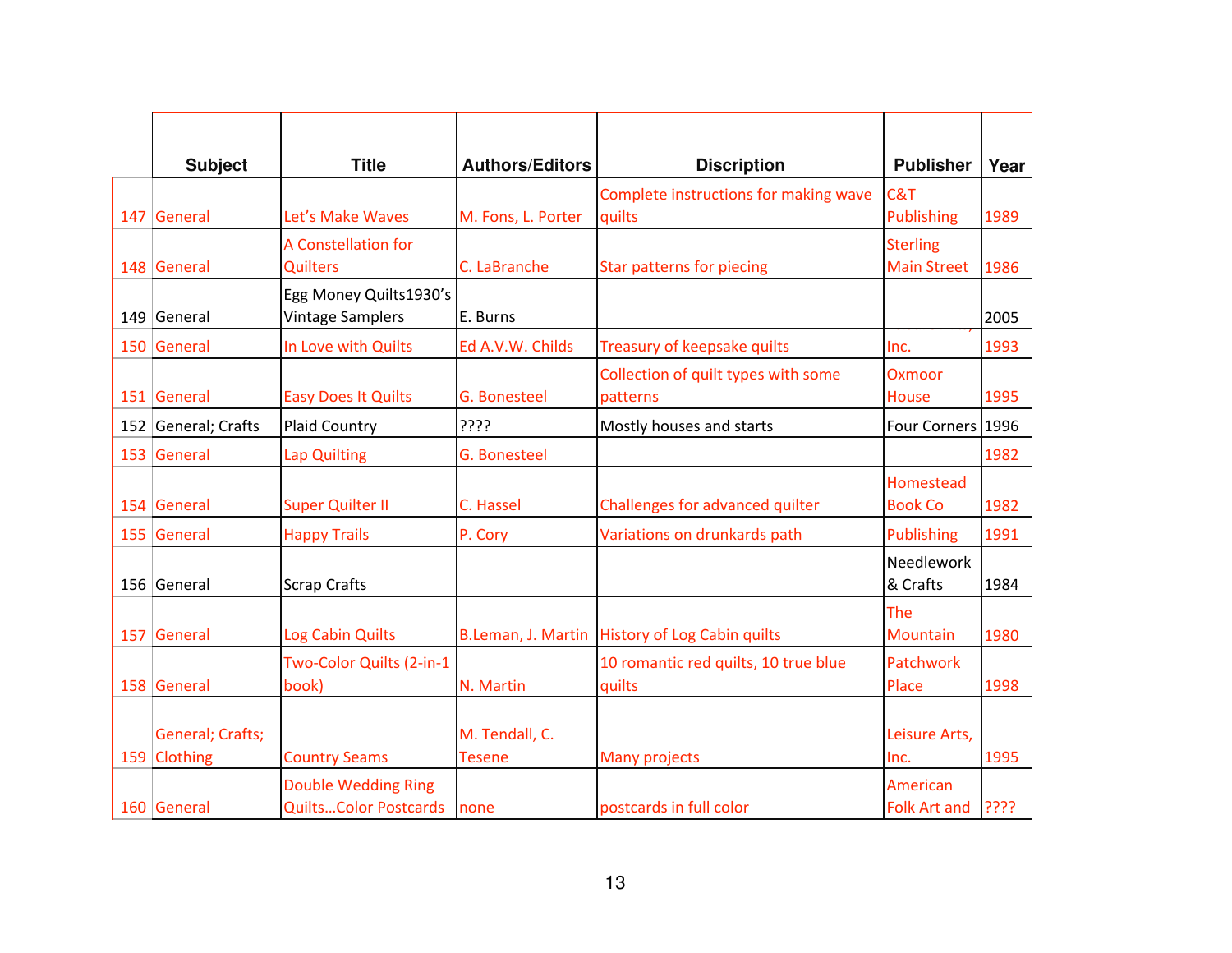|  | Subject | Title | Authors/Editors | Discription | Publisher | Year |
|---|---|---|---|---|---|---|
| 147 | General | Let's Make Waves | M. Fons, L. Porter | Complete instructions for making wave quilts | C&T Publishing | 1989 |
| 148 | General | A Constellation for Quilters | C. LaBranche | Star patterns for piecing | Sterling Main Street | 1986 |
| 149 | General | Egg Money Quilts1930's Vintage Samplers | E. Burns |  |  | 2005 |
| 150 | General | In Love with Quilts | Ed A.V.W. Childs | Treasury of keepsake quilts | Inc. | 1993 |
| 151 | General | Easy Does It Quilts | G. Bonesteel | Collection of quilt types with some patterns | Oxmoor House | 1995 |
| 152 | General; Crafts | Plaid Country | ???? | Mostly houses and starts | Four Corners | 1996 |
| 153 | General | Lap Quilting | G. Bonesteel |  |  | 1982 |
| 154 | General | Super Quilter II | C. Hassel | Challenges for advanced quilter | Homestead Book Co | 1982 |
| 155 | General | Happy Trails | P. Cory | Variations on drunkards path | Publishing | 1991 |
| 156 | General | Scrap Crafts |  |  | Needlework & Crafts | 1984 |
| 157 | General | Log Cabin Quilts | B.Leman, J. Martin | History of Log Cabin quilts | The Mountain | 1980 |
| 158 | General | Two-Color Quilts (2-in-1 book) | N. Martin | 10 romantic red quilts, 10 true blue quilts | Patchwork Place | 1998 |
| 159 | General; Crafts; Clothing | Country Seams | M. Tendall, C. Tesene | Many projects | Leisure Arts, Inc. | 1995 |
| 160 | General | Double Wedding Ring Quilts…Color Postcards | none | postcards in full color | American Folk Art and | ???? |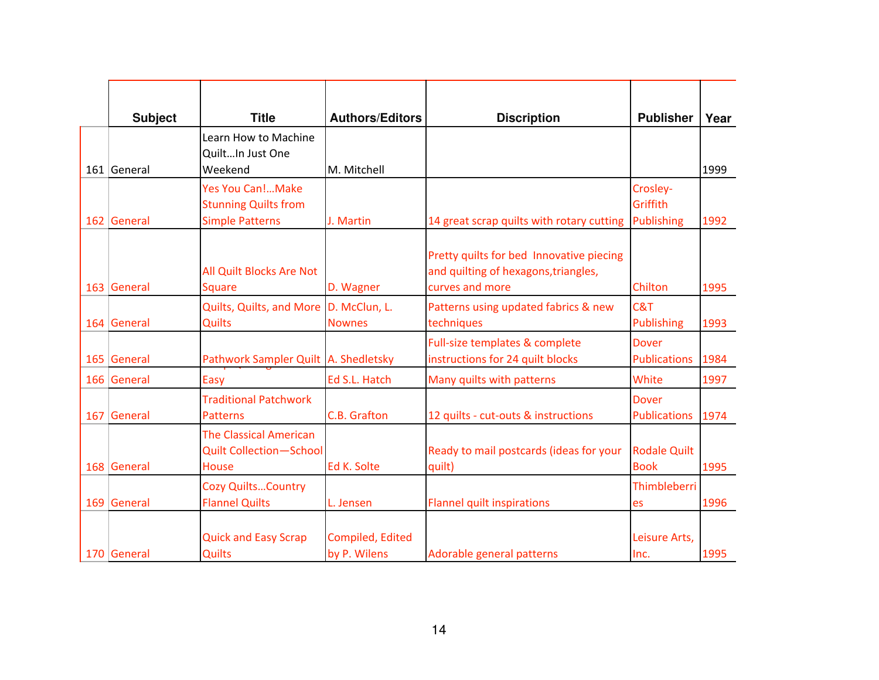|  | Subject | Title | Authors/Editors | Discription | Publisher | Year |
|---|---|---|---|---|---|---|
| 161 | General | Learn How to Machine Quilt…In Just One Weekend | M. Mitchell |  |  | 1999 |
| 162 | General | Yes You Can!…Make Stunning Quilts from Simple Patterns | J. Martin | 14 great scrap quilts with rotary cutting | Crosley-Griffith Publishing | 1992 |
| 163 | General | All Quilt Blocks Are Not Square | D. Wagner | Pretty quilts for bed Innovative piecing and quilting of hexagons,triangles, curves and more | Chilton | 1995 |
| 164 | General | Quilts, Quilts, and More Quilts | D. McClun, L. Nownes | Patterns using updated fabrics & new techniques | C&T Publishing | 1993 |
| 165 | General | Pathwork Sampler Quilt | A. Shedletsky | Full-size templates & complete instructions for 24 quilt blocks | Dover Publications | 1984 |
| 166 | General | Easy | Ed S.L. Hatch | Many quilts with patterns | White | 1997 |
| 167 | General | Traditional Patchwork Patterns | C.B. Grafton | 12 quilts - cut-outs & instructions | Dover Publications | 1974 |
| 168 | General | The Classical American Quilt Collection—School House | Ed K. Solte | Ready to mail postcards (ideas for your quilt) | Rodale Quilt Book | 1995 |
| 169 | General | Cozy Quilts…Country Flannel Quilts | L. Jensen | Flannel quilt inspirations | Thimbleberries | 1996 |
| 170 | General | Quick and Easy Scrap Quilts | Compiled, Edited by P. Wilens | Adorable general patterns | Leisure Arts, Inc. | 1995 |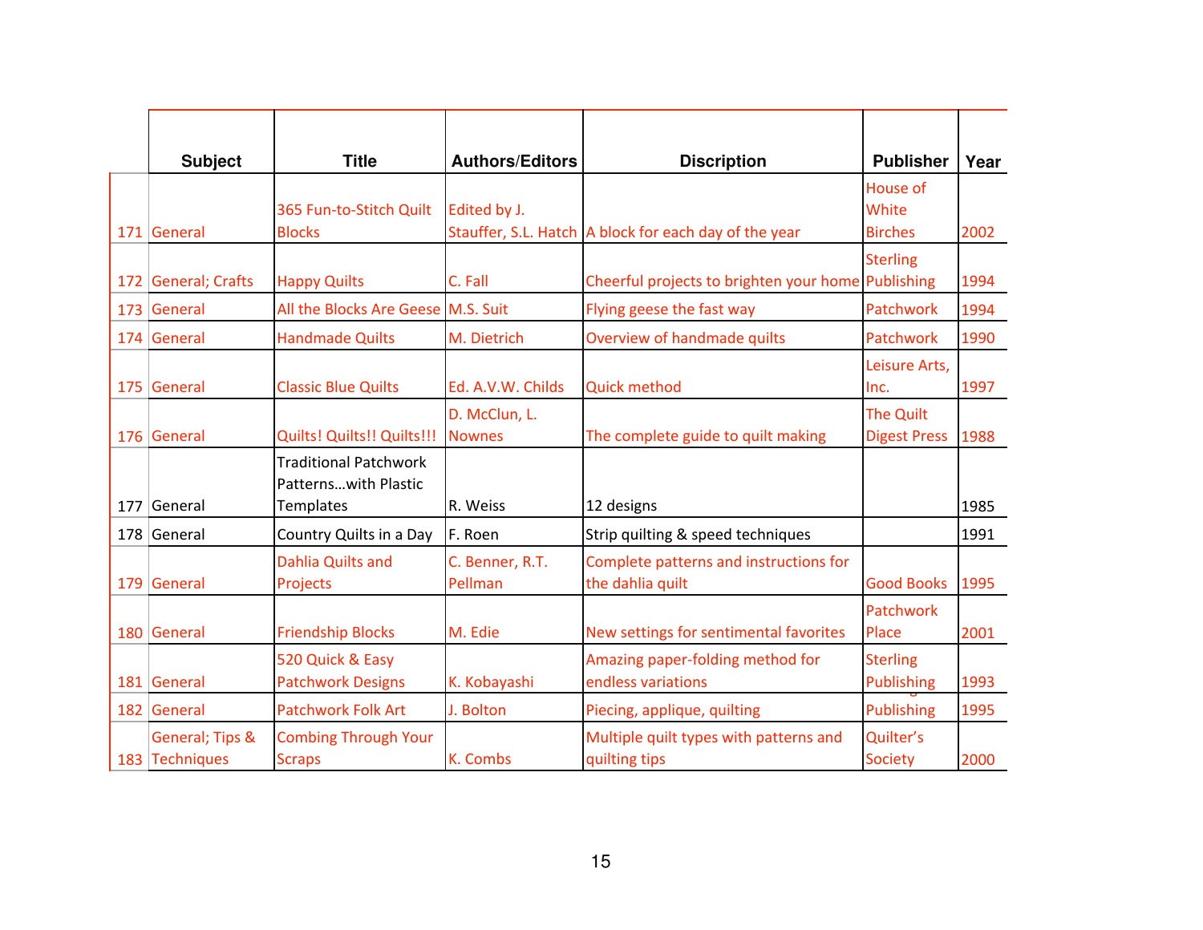| | Subject | Title | Authors/Editors | Discription | Publisher | Year |
|---|---|---|---|---|---|---|
| 171 | General | 365 Fun-to-Stitch Quilt Blocks | Edited by J. Stauffer, S.L. Hatch | A block for each day of the year | House of White Birches | 2002 |
| 172 | General; Crafts | Happy Quilts | C. Fall | Cheerful projects to brighten your home | Sterling Publishing | 1994 |
| 173 | General | All the Blocks Are Geese | M.S. Suit | Flying geese the fast way | Patchwork | 1994 |
| 174 | General | Handmade Quilts | M. Dietrich | Overview of handmade quilts | Patchwork | 1990 |
| 175 | General | Classic Blue Quilts | Ed. A.V.W. Childs | Quick method | Leisure Arts, Inc. | 1997 |
| 176 | General | Quilts! Quilts!! Quilts!!! | D. McClun, L. Nownes | The complete guide to quilt making | The Quilt Digest Press | 1988 |
| 177 | General | Traditional Patchwork Patterns…with Plastic Templates | R. Weiss | 12 designs | | 1985 |
| 178 | General | Country Quilts in a Day | F. Roen | Strip quilting & speed techniques | | 1991 |
| 179 | General | Dahlia Quilts and Projects | C. Benner, R.T. Pellman | Complete patterns and instructions for the dahlia quilt | Good Books | 1995 |
| 180 | General | Friendship Blocks | M. Edie | New settings for sentimental favorites | Patchwork Place | 2001 |
| 181 | General | 520 Quick & Easy Patchwork Designs | K. Kobayashi | Amazing paper-folding method for endless variations | Sterling Publishing | 1993 |
| 182 | General | Patchwork Folk Art | J. Bolton | Piecing, applique, quilting | Publishing | 1995 |
| 183 | General; Tips & Techniques | Combing Through Your Scraps | K. Combs | Multiple quilt types with patterns and quilting tips | Quilter's Society | 2000 |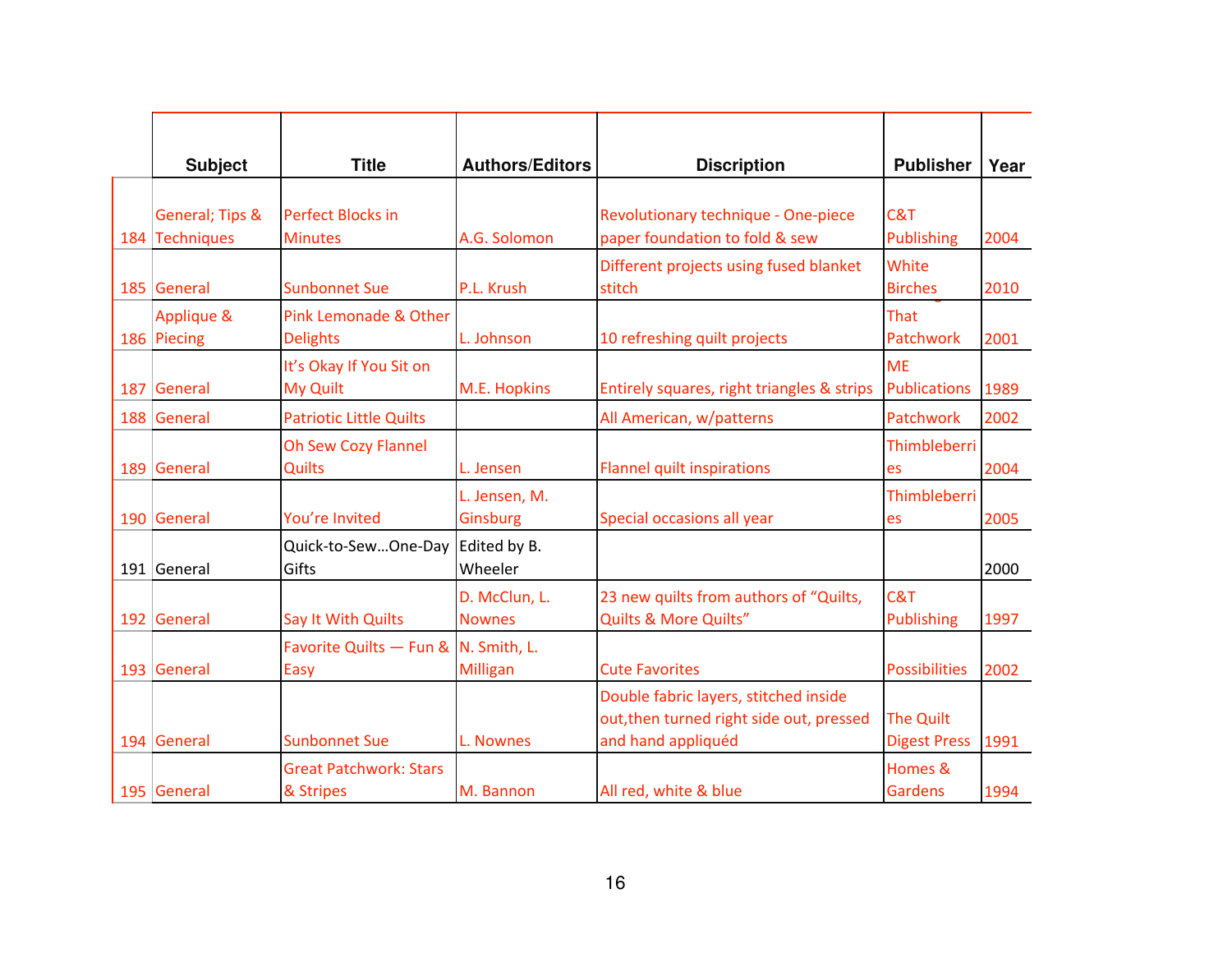|  | Subject | Title | Authors/Editors | Discription | Publisher | Year |
|---|---|---|---|---|---|---|
| 184 | General; Tips & Techniques | Perfect Blocks in Minutes | A.G. Solomon | Revolutionary technique - One-piece paper foundation to fold & sew | C&T Publishing | 2004 |
| 185 | General | Sunbonnet Sue | P.L. Krush | Different projects using fused blanket stitch | White Birches | 2010 |
| 186 | Applique & Piecing | Pink Lemonade & Other Delights | L. Johnson | 10 refreshing quilt projects | That Patchwork | 2001 |
| 187 | General | It's Okay If You Sit on My Quilt | M.E. Hopkins | Entirely squares, right triangles & strips | ME Publications | 1989 |
| 188 | General | Patriotic Little Quilts |  | All American, w/patterns | Patchwork | 2002 |
| 189 | General | Oh Sew Cozy Flannel Quilts | L. Jensen | Flannel quilt inspirations | Thimbleberries | 2004 |
| 190 | General | You're Invited | L. Jensen, M. Ginsburg | Special occasions all year | Thimbleberries | 2005 |
| 191 | General | Quick-to-Sew…One-Day Gifts | Edited by B. Wheeler |  |  | 2000 |
| 192 | General | Say It With Quilts | D. McClun, L. Nownes | 23 new quilts from authors of "Quilts, Quilts & More Quilts" | C&T Publishing | 1997 |
| 193 | General | Favorite Quilts — Fun & Easy | N. Smith, L. Milligan | Cute Favorites | Possibilities | 2002 |
| 194 | General | Sunbonnet Sue | L. Nownes | Double fabric layers, stitched inside out,then turned right side out, pressed and hand appliquéd | The Quilt Digest Press | 1991 |
| 195 | General | Great Patchwork: Stars & Stripes | M. Bannon | All red, white & blue | Homes & Gardens | 1994 |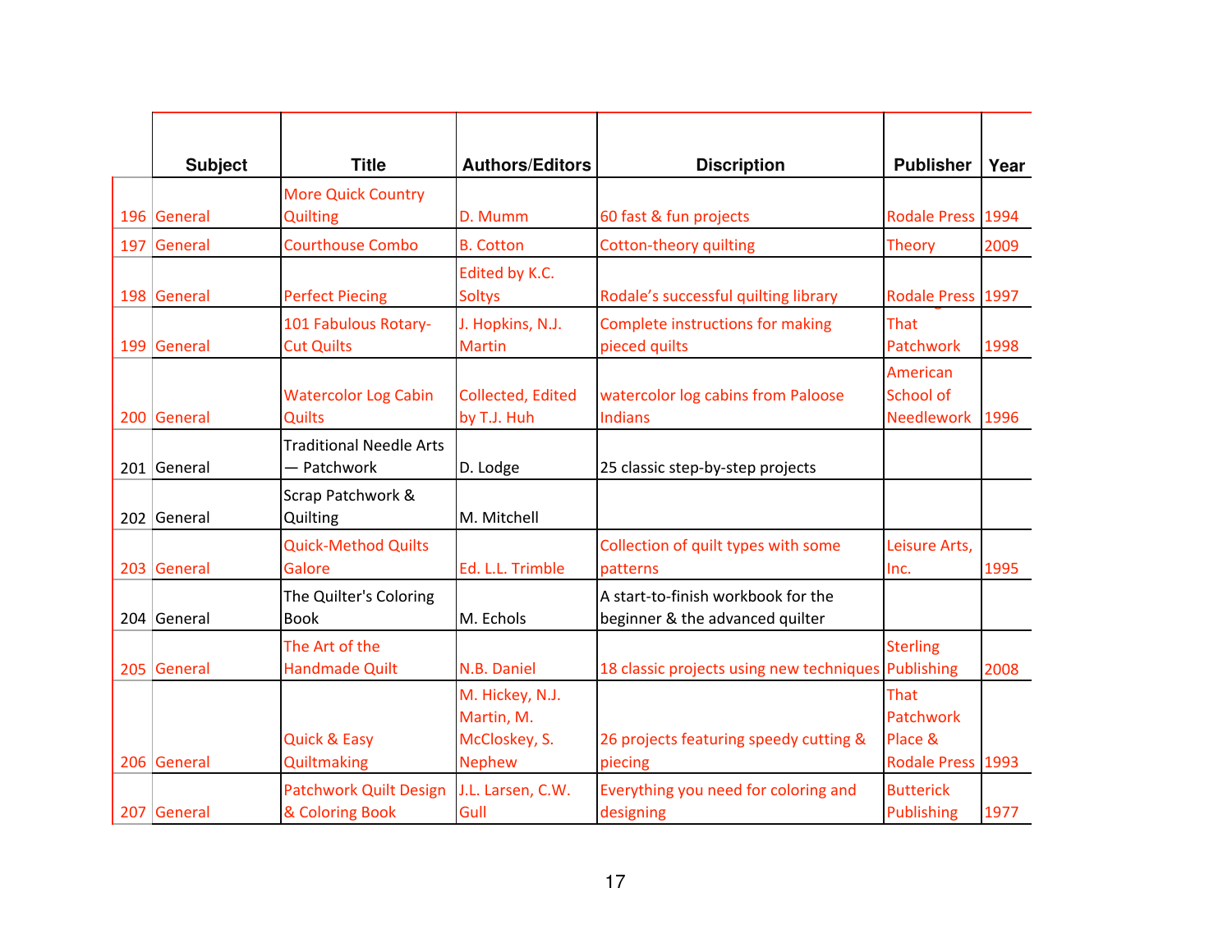| | Subject | Title | Authors/Editors | Discription | Publisher | Year |
|---|---|---|---|---|---|---|
| 196 | General | More Quick Country Quilting | D. Mumm | 60 fast & fun projects | Rodale Press | 1994 |
| 197 | General | Courthouse Combo | B. Cotton | Cotton-theory quilting | Theory | 2009 |
| 198 | General | Perfect Piecing | Edited by K.C. Soltys | Rodale's successful quilting library | Rodale Press | 1997 |
| 199 | General | 101 Fabulous Rotary-Cut Quilts | J. Hopkins, N.J. Martin | Complete instructions for making pieced quilts | That Patchwork | 1998 |
| 200 | General | Watercolor Log Cabin Quilts | Collected, Edited by T.J. Huh | watercolor log cabins from Paloose Indians | American School of Needlework | 1996 |
| 201 | General | Traditional Needle Arts — Patchwork | D. Lodge | 25 classic step-by-step projects | | |
| 202 | General | Scrap Patchwork & Quilting | M. Mitchell | | | |
| 203 | General | Quick-Method Quilts Galore | Ed. L.L. Trimble | Collection of quilt types with some patterns | Leisure Arts, Inc. | 1995 |
| 204 | General | The Quilter's Coloring Book | M. Echols | A start-to-finish workbook for the beginner & the advanced quilter | | |
| 205 | General | The Art of the Handmade Quilt | N.B. Daniel | 18 classic projects using new techniques | Sterling Publishing | 2008 |
| 206 | General | Quick & Easy Quiltmaking | M. Hickey, N.J. Martin, M. McCloskey, S. Nephew | 26 projects featuring speedy cutting & piecing | That Patchwork Place & Rodale Press | 1993 |
| 207 | General | Patchwork Quilt Design & Coloring Book | J.L. Larsen, C.W. Gull | Everything you need for coloring and designing | Butterick Publishing | 1977 |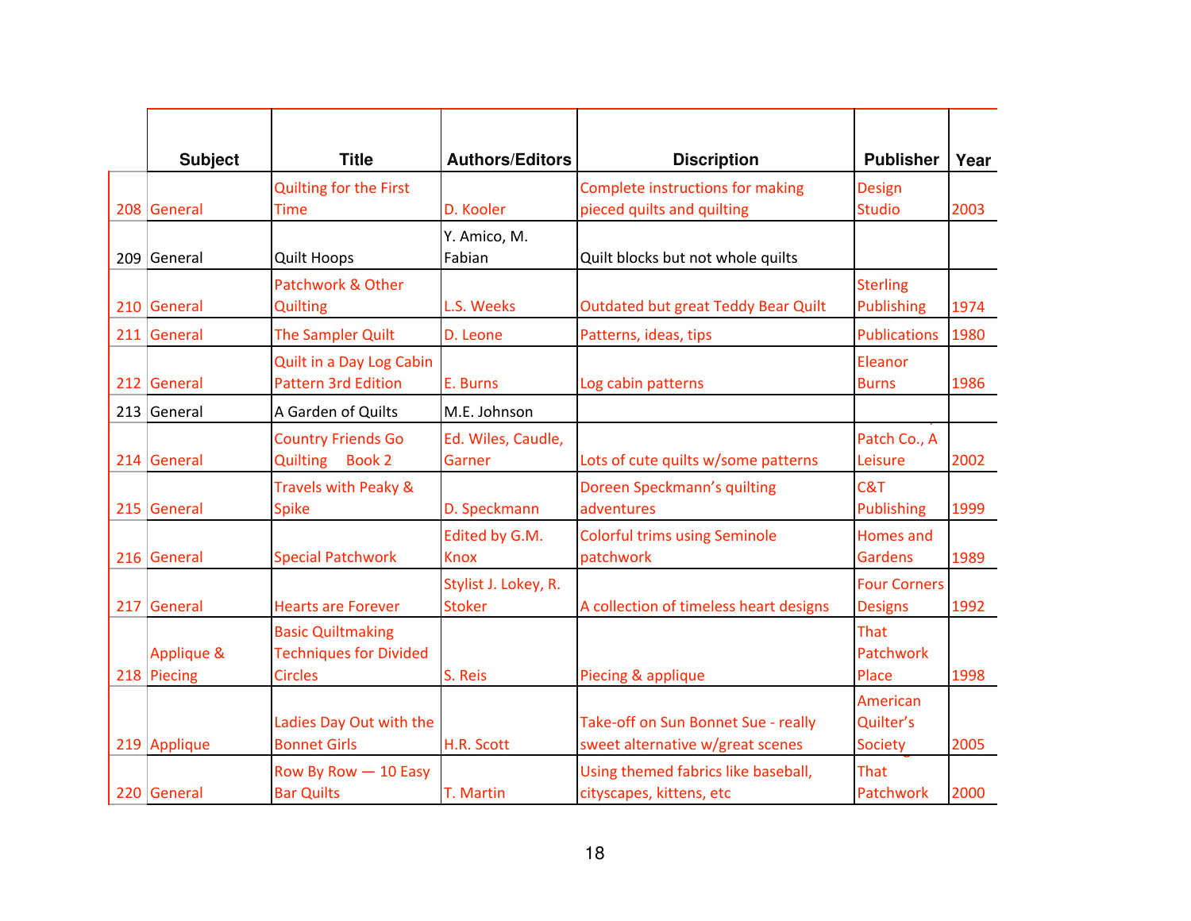| | Subject | Title | Authors/Editors | Discription | Publisher | Year |
|---|---|---|---|---|---|---|
| 208 | General | Quilting for the First Time | D. Kooler | Complete instructions for making pieced quilts and quilting | Design Studio | 2003 |
| 209 | General | Quilt Hoops | Y. Amico, M. Fabian | Quilt blocks but not whole quilts | | |
| 210 | General | Patchwork & Other Quilting | L.S. Weeks | Outdated but great Teddy Bear Quilt | Sterling Publishing | 1974 |
| 211 | General | The Sampler Quilt | D. Leone | Patterns, ideas, tips | Publications | 1980 |
| 212 | General | Quilt in a Day Log Cabin Pattern 3rd Edition | E. Burns | Log cabin patterns | Eleanor Burns | 1986 |
| 213 | General | A Garden of Quilts | M.E. Johnson | | | |
| 214 | General | Country Friends Go Quilting Book 2 | Ed. Wiles, Caudle, Garner | Lots of cute quilts w/some patterns | Patch Co., A Leisure | 2002 |
| 215 | General | Travels with Peaky & Spike | D. Speckmann | Doreen Speckmann's quilting adventures | C&T Publishing | 1999 |
| 216 | General | Special Patchwork | Edited by G.M. Knox | Colorful trims using Seminole patchwork | Homes and Gardens | 1989 |
| 217 | General | Hearts are Forever | Stylist J. Lokey, R. Stoker | A collection of timeless heart designs | Four Corners Designs | 1992 |
| 218 | Applique & Piecing | Basic Quiltmaking Techniques for Divided Circles | S. Reis | Piecing & applique | That Patchwork Place | 1998 |
| 219 | Applique | Ladies Day Out with the Bonnet Girls | H.R. Scott | Take-off on Sun Bonnet Sue - really sweet alternative w/great scenes | American Quilter's Society | 2005 |
| 220 | General | Row By Row — 10 Easy Bar Quilts | T. Martin | Using themed fabrics like baseball, cityscapes, kittens, etc | That Patchwork | 2000 |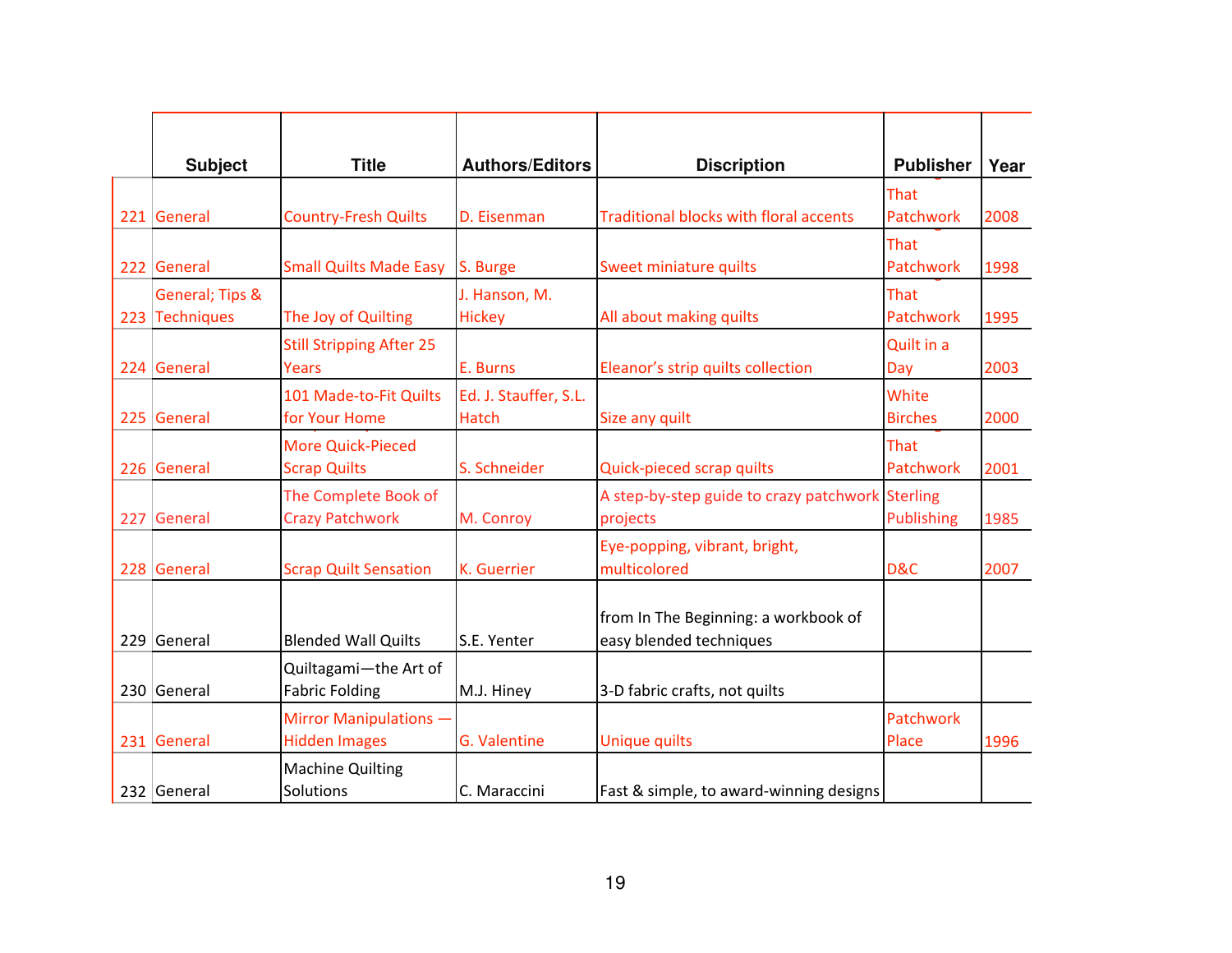| | Subject | Title | Authors/Editors | Discription | Publisher | Year |
|---|---|---|---|---|---|---|
| 221 | General | Country-Fresh Quilts | D. Eisenman | Traditional blocks with floral accents | That Patchwork | 2008 |
| 222 | General | Small Quilts Made Easy | S. Burge | Sweet miniature quilts | That Patchwork | 1998 |
| 223 | General; Tips & Techniques | The Joy of Quilting | J. Hanson, M. Hickey | All about making quilts | That Patchwork | 1995 |
| 224 | General | Still Stripping After 25 Years | E. Burns | Eleanor's strip quilts collection | Quilt in a Day | 2003 |
| 225 | General | 101 Made-to-Fit Quilts for Your Home | Ed. J. Stauffer, S.L. Hatch | Size any quilt | White Birches | 2000 |
| 226 | General | More Quick-Pieced Scrap Quilts | S. Schneider | Quick-pieced scrap quilts | That Patchwork | 2001 |
| 227 | General | The Complete Book of Crazy Patchwork | M. Conroy | A step-by-step guide to crazy patchwork projects | Sterling Publishing | 1985 |
| 228 | General | Scrap Quilt Sensation | K. Guerrier | Eye-popping, vibrant, bright, multicolored | D&C | 2007 |
| 229 | General | Blended Wall Quilts | S.E. Yenter | from In The Beginning: a workbook of easy blended techniques | | |
| 230 | General | Quiltagami—the Art of Fabric Folding | M.J. Hiney | 3-D fabric crafts, not quilts | | |
| 231 | General | Mirror Manipulations — Hidden Images | G. Valentine | Unique quilts | Patchwork Place | 1996 |
| 232 | General | Machine Quilting Solutions | C. Maraccini | Fast & simple, to award-winning designs | | |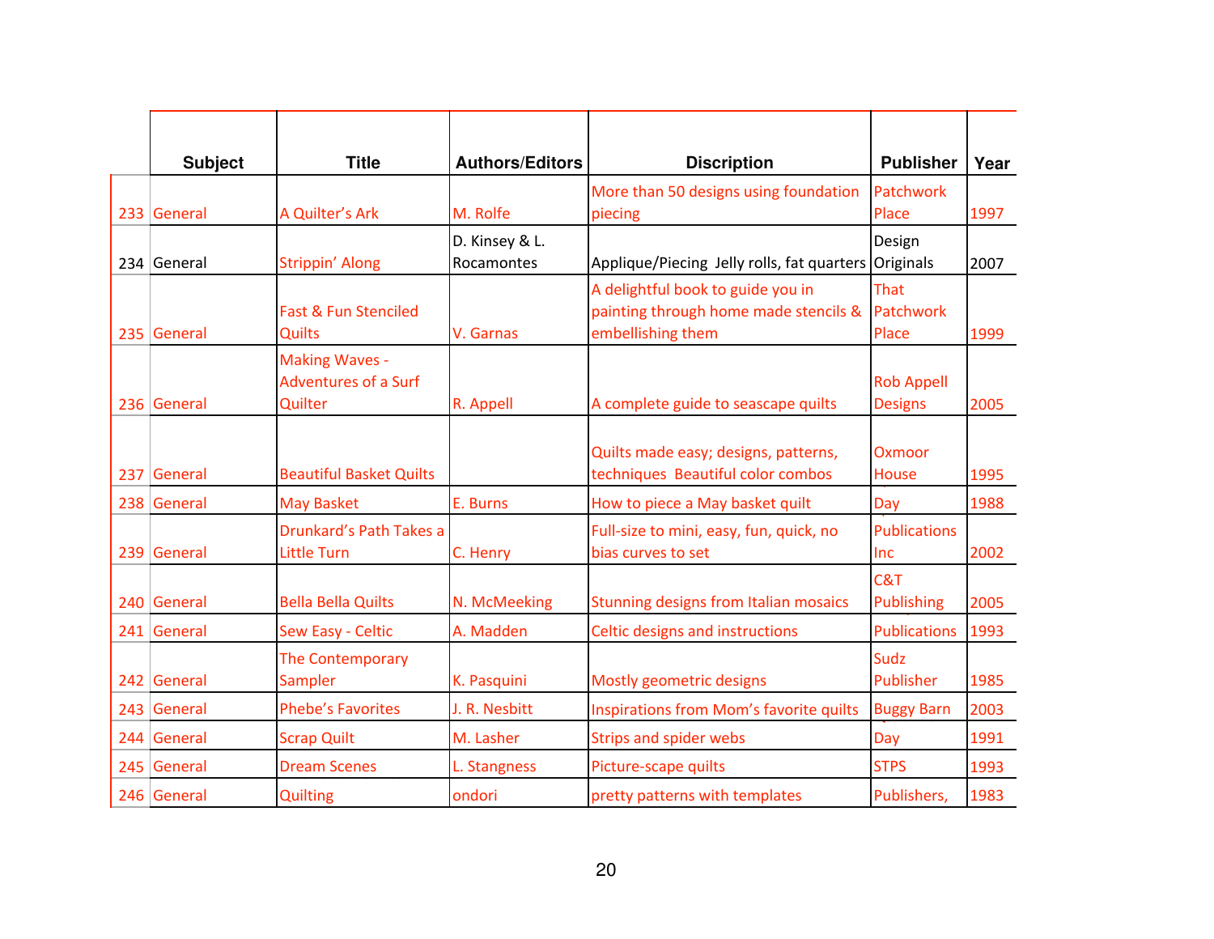| | Subject | Title | Authors/Editors | Discription | Publisher | Year |
|---|---|---|---|---|---|---|
| 233 | General | A Quilter's Ark | M. Rolfe | More than 50 designs using foundation piecing | Patchwork Place | 1997 |
| 234 | General | Strippin' Along | D. Kinsey & L. Rocamontes | Applique/Piecing Jelly rolls, fat quarters | Design Originals | 2007 |
| 235 | General | Fast & Fun Stenciled Quilts | V. Garnas | A delightful book to guide you in painting through home made stencils & embellishing them | That Patchwork Place | 1999 |
| 236 | General | Making Waves - Adventures of a Surf Quilter | R. Appell | A complete guide to seascape quilts | Rob Appell Designs | 2005 |
| 237 | General | Beautiful Basket Quilts | | Quilts made easy; designs, patterns, techniques Beautiful color combos | Oxmoor House | 1995 |
| 238 | General | May Basket | E. Burns | How to piece a May basket quilt | Day | 1988 |
| 239 | General | Drunkard's Path Takes a Little Turn | C. Henry | Full-size to mini, easy, fun, quick, no bias curves to set | Publications Inc | 2002 |
| 240 | General | Bella Bella Quilts | N. McMeeking | Stunning designs from Italian mosaics | C&T Publishing | 2005 |
| 241 | General | Sew Easy - Celtic | A. Madden | Celtic designs and instructions | Publications | 1993 |
| 242 | General | The Contemporary Sampler | K. Pasquini | Mostly geometric designs | Sudz Publisher | 1985 |
| 243 | General | Phebe's Favorites | J. R. Nesbitt | Inspirations from Mom's favorite quilts | Buggy Barn | 2003 |
| 244 | General | Scrap Quilt | M. Lasher | Strips and spider webs | Day | 1991 |
| 245 | General | Dream Scenes | L. Stangness | Picture-scape quilts | STPS | 1993 |
| 246 | General | Quilting | ondori | pretty patterns with templates | Publishers, | 1983 |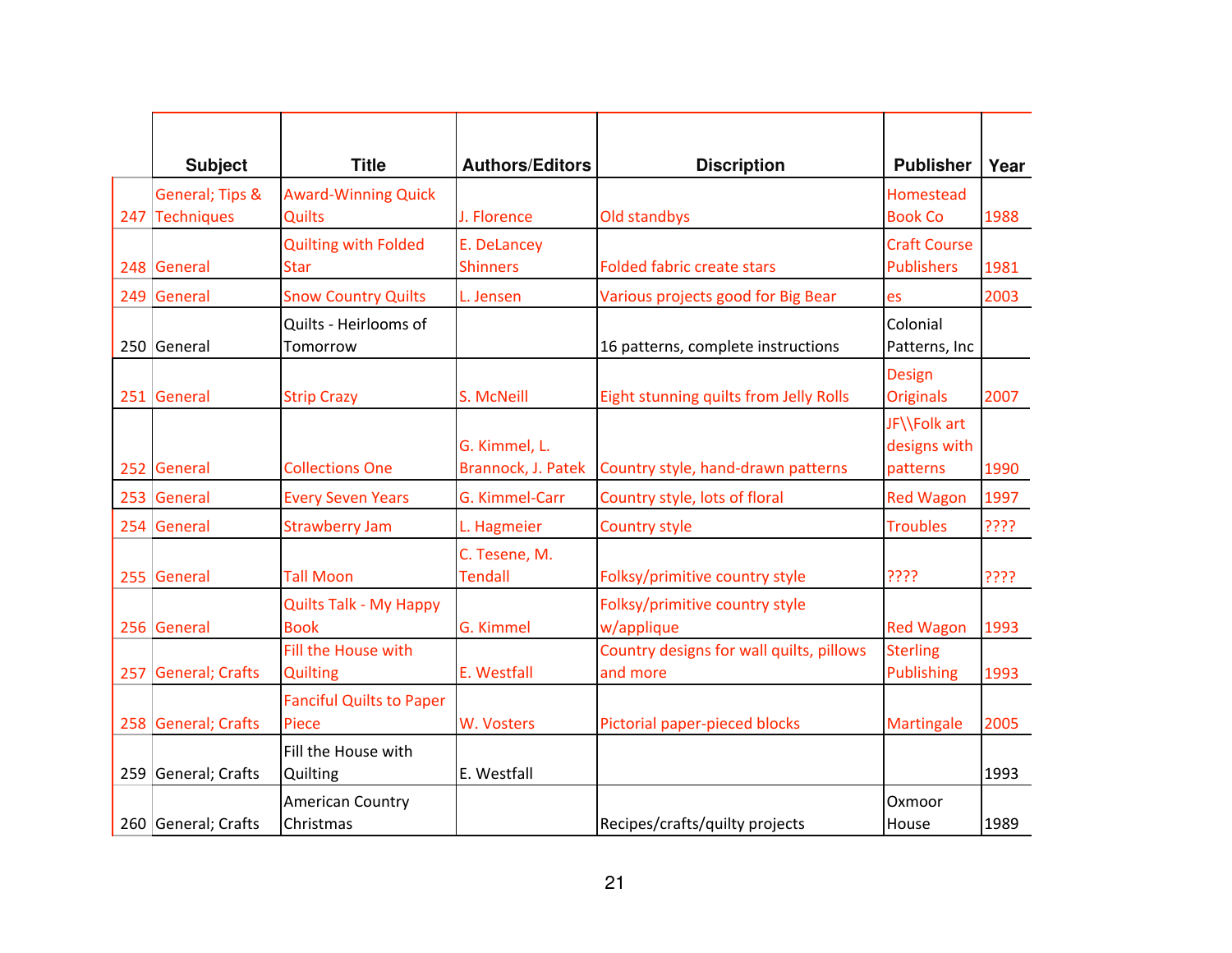| | Subject | Title | Authors/Editors | Discription | Publisher | Year |
|---|---|---|---|---|---|---|
| 247 | General; Tips & Techniques | Award-Winning Quick Quilts | J. Florence | Old standbys | Homestead Book Co | 1988 |
| 248 | General | Quilting with Folded Star | E. DeLancey Shinners | Folded fabric create stars | Craft Course Publishers | 1981 |
| 249 | General | Snow Country Quilts | L. Jensen | Various projects good for Big Bear | es | 2003 |
| 250 | General | Quilts - Heirlooms of Tomorrow | | 16 patterns, complete instructions | Colonial Patterns, Inc | |
| 251 | General | Strip Crazy | S. McNeill | Eight stunning quilts from Jelly Rolls | Design Originals | 2007 |
| 252 | General | Collections One | G. Kimmel, L. Brannock, J. Patek | Country style, hand-drawn patterns | JF\\Folk art designs with patterns | 1990 |
| 253 | General | Every Seven Years | G. Kimmel-Carr | Country style, lots of floral | Red Wagon | 1997 |
| 254 | General | Strawberry Jam | L. Hagmeier | Country style | Troubles | ???? |
| 255 | General | Tall Moon | C. Tesene, M. Tendall | Folksy/primitive country style | ???? | ???? |
| 256 | General | Quilts Talk - My Happy Book | G. Kimmel | Folksy/primitive country style w/applique | Red Wagon | 1993 |
| 257 | General; Crafts | Fill the House with Quilting | E. Westfall | Country designs for wall quilts, pillows and more | Sterling Publishing | 1993 |
| 258 | General; Crafts | Fanciful Quilts to Paper Piece | W. Vosters | Pictorial paper-pieced blocks | Martingale | 2005 |
| 259 | General; Crafts | Fill the House with Quilting | E. Westfall | | | 1993 |
| 260 | General; Crafts | American Country Christmas | | Recipes/crafts/quilty projects | Oxmoor House | 1989 |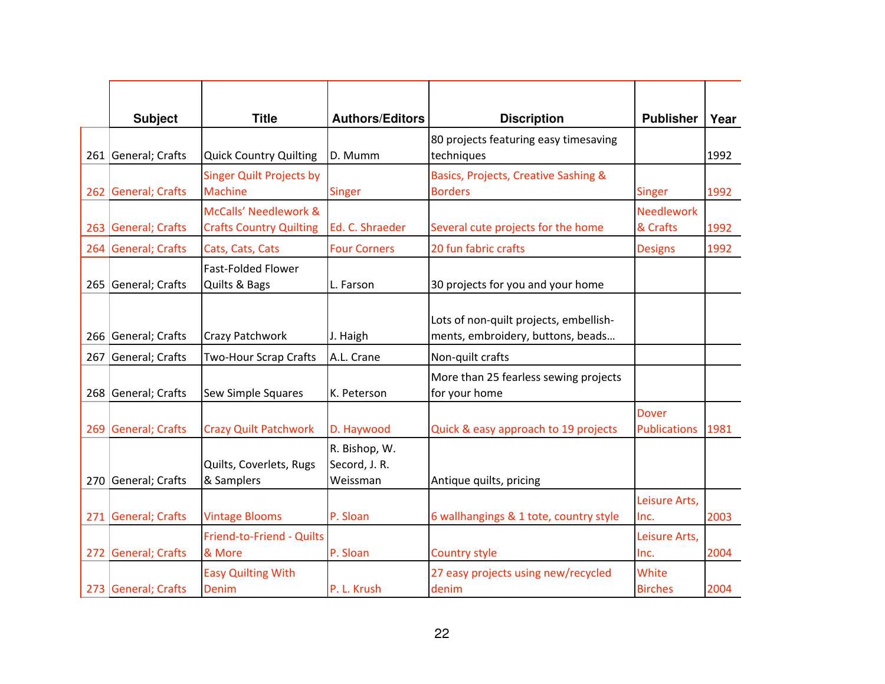| | Subject | Title | Authors/Editors | Discription | Publisher | Year |
|---|---|---|---|---|---|---|
| 261 | General; Crafts | Quick Country Quilting | D. Mumm | 80 projects featuring easy timesaving techniques | | 1992 |
| 262 | General; Crafts | Singer Quilt Projects by Machine | Singer | Basics, Projects, Creative Sashing & Borders | Singer | 1992 |
| 263 | General; Crafts | McCalls' Needlework & Crafts Country Quilting | Ed. C. Shraeder | Several cute projects for the home | Needlework & Crafts | 1992 |
| 264 | General; Crafts | Cats, Cats, Cats | Four Corners | 20 fun fabric crafts | Designs | 1992 |
| 265 | General; Crafts | Fast-Folded Flower Quilts & Bags | L. Farson | 30 projects for you and your home | | |
| 266 | General; Crafts | Crazy Patchwork | J. Haigh | Lots of non-quilt projects, embellish-ments, embroidery, buttons, beads… | | |
| 267 | General; Crafts | Two-Hour Scrap Crafts | A.L. Crane | Non-quilt crafts | | |
| 268 | General; Crafts | Sew Simple Squares | K. Peterson | More than 25 fearless sewing projects for your home | | |
| 269 | General; Crafts | Crazy Quilt Patchwork | D. Haywood | Quick & easy approach to 19 projects | Dover Publications | 1981 |
| 270 | General; Crafts | Quilts, Coverlets, Rugs & Samplers | R. Bishop, W. Secord, J. R. Weissman | Antique quilts, pricing | | |
| 271 | General; Crafts | Vintage Blooms | P. Sloan | 6 wallhangings & 1 tote, country style | Leisure Arts, Inc. | 2003 |
| 272 | General; Crafts | Friend-to-Friend - Quilts & More | P. Sloan | Country style | Leisure Arts, Inc. | 2004 |
| 273 | General; Crafts | Easy Quilting With Denim | P. L. Krush | 27 easy projects using new/recycled denim | White Birches | 2004 |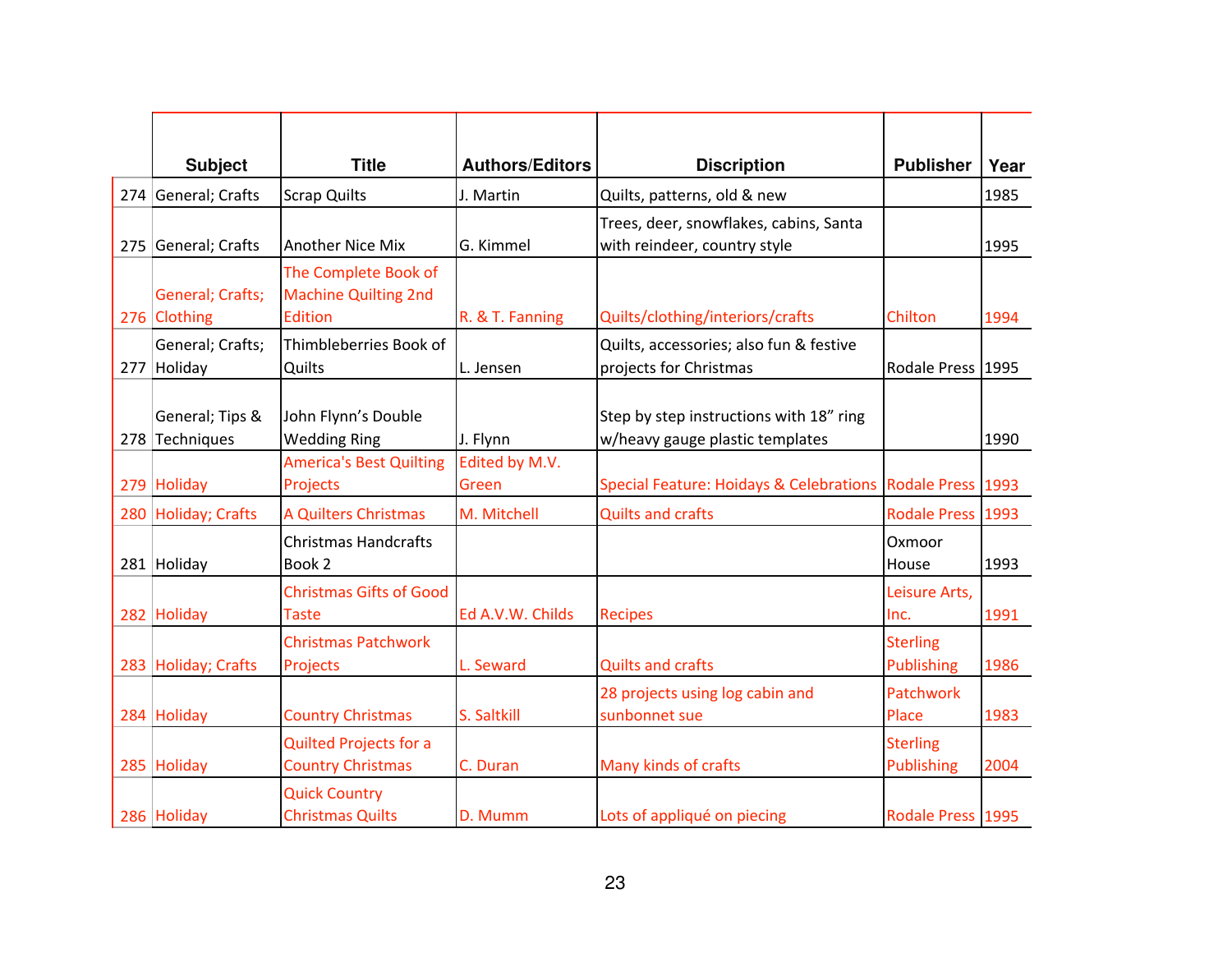| | Subject | Title | Authors/Editors | Discription | Publisher | Year |
|---|---|---|---|---|---|---|
| 274 | General; Crafts | Scrap Quilts | J. Martin | Quilts, patterns, old & new | | 1985 |
| 275 | General; Crafts | Another Nice Mix | G. Kimmel | Trees, deer, snowflakes, cabins, Santa with reindeer, country style | | 1995 |
| 276 | General; Crafts; Clothing | The Complete Book of Machine Quilting 2nd Edition | R. & T. Fanning | Quilts/clothing/interiors/crafts | Chilton | 1994 |
| 277 | General; Crafts; Holiday | Thimbleberries Book of Quilts | L. Jensen | Quilts, accessories; also fun & festive projects for Christmas | Rodale Press | 1995 |
| 278 | General; Tips & Techniques | John Flynn's Double Wedding Ring | J. Flynn | Step by step instructions with 18" ring w/heavy gauge plastic templates | | 1990 |
| 279 | Holiday | America's Best Quilting Projects | Edited by M.V. Green | Special Feature: Hoidays & Celebrations | Rodale Press | 1993 |
| 280 | Holiday; Crafts | A Quilters Christmas | M. Mitchell | Quilts and crafts | Rodale Press | 1993 |
| 281 | Holiday | Christmas Handcrafts Book 2 | | | Oxmoor House | 1993 |
| 282 | Holiday | Christmas Gifts of Good Taste | Ed A.V.W. Childs | Recipes | Leisure Arts, Inc. | 1991 |
| 283 | Holiday; Crafts | Christmas Patchwork Projects | L. Seward | Quilts and crafts | Sterling Publishing | 1986 |
| 284 | Holiday | Country Christmas | S. Saltkill | 28 projects using log cabin and sunbonnet sue | Patchwork Place | 1983 |
| 285 | Holiday | Quilted Projects for a Country Christmas | C. Duran | Many kinds of crafts | Sterling Publishing | 2004 |
| 286 | Holiday | Quick Country Christmas Quilts | D. Mumm | Lots of appliqué on piecing | Rodale Press | 1995 |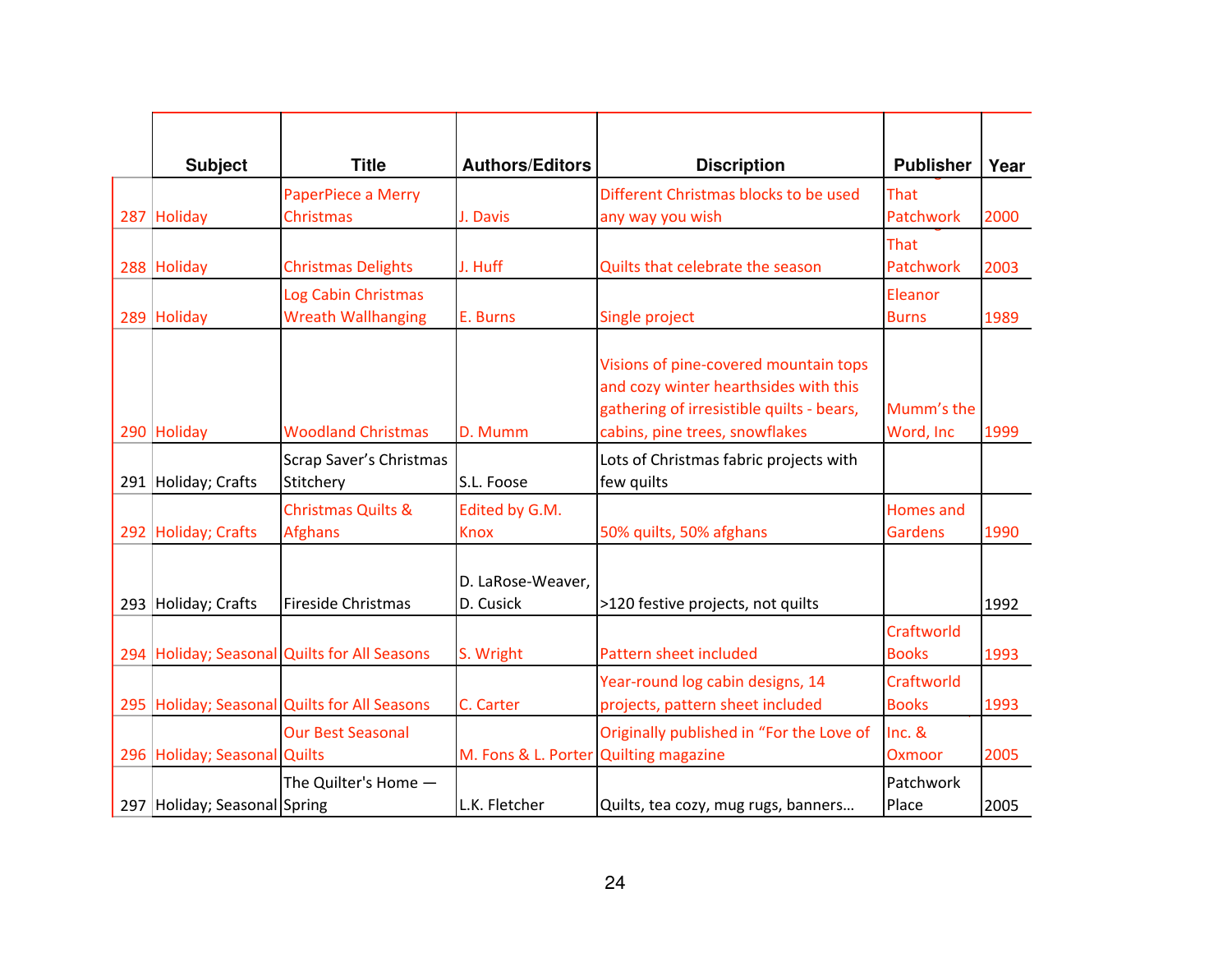| | Subject | Title | Authors/Editors | Discription | Publisher | Year |
|---|---|---|---|---|---|---|
| 287 | Holiday | PaperPiece a Merry Christmas | J. Davis | Different Christmas blocks to be used any way you wish | That Patchwork | 2000 |
| 288 | Holiday | Christmas Delights | J. Huff | Quilts that celebrate the season | That Patchwork | 2003 |
| 289 | Holiday | Log Cabin Christmas Wreath Wallhanging | E. Burns | Single project | Eleanor Burns | 1989 |
| 290 | Holiday | Woodland Christmas | D. Mumm | Visions of pine-covered mountain tops and cozy winter hearthsides with this gathering of irresistible quilts - bears, cabins, pine trees, snowflakes | Mumm's the Word, Inc | 1999 |
| 291 | Holiday; Crafts | Scrap Saver's Christmas Stitchery | S.L. Foose | Lots of Christmas fabric projects with few quilts | | |
| 292 | Holiday; Crafts | Christmas Quilts & Afghans | Edited by G.M. Knox | 50% quilts, 50% afghans | Homes and Gardens | 1990 |
| 293 | Holiday; Crafts | Fireside Christmas | D. LaRose-Weaver, D. Cusick | >120 festive projects, not quilts | | 1992 |
| 294 | Holiday; Seasonal | Quilts for All Seasons | S. Wright | Pattern sheet included | Craftworld Books | 1993 |
| 295 | Holiday; Seasonal | Quilts for All Seasons | C. Carter | Year-round log cabin designs, 14 projects, pattern sheet included | Craftworld Books | 1993 |
| 296 | Holiday; Seasonal | Our Best Seasonal Quilts | M. Fons & L. Porter | Originally published in "For the Love of Quilting magazine | Inc. & Oxmoor | 2005 |
| 297 | Holiday; Seasonal | The Quilter's Home — Spring | L.K. Fletcher | Quilts, tea cozy, mug rugs, banners… | Patchwork Place | 2005 |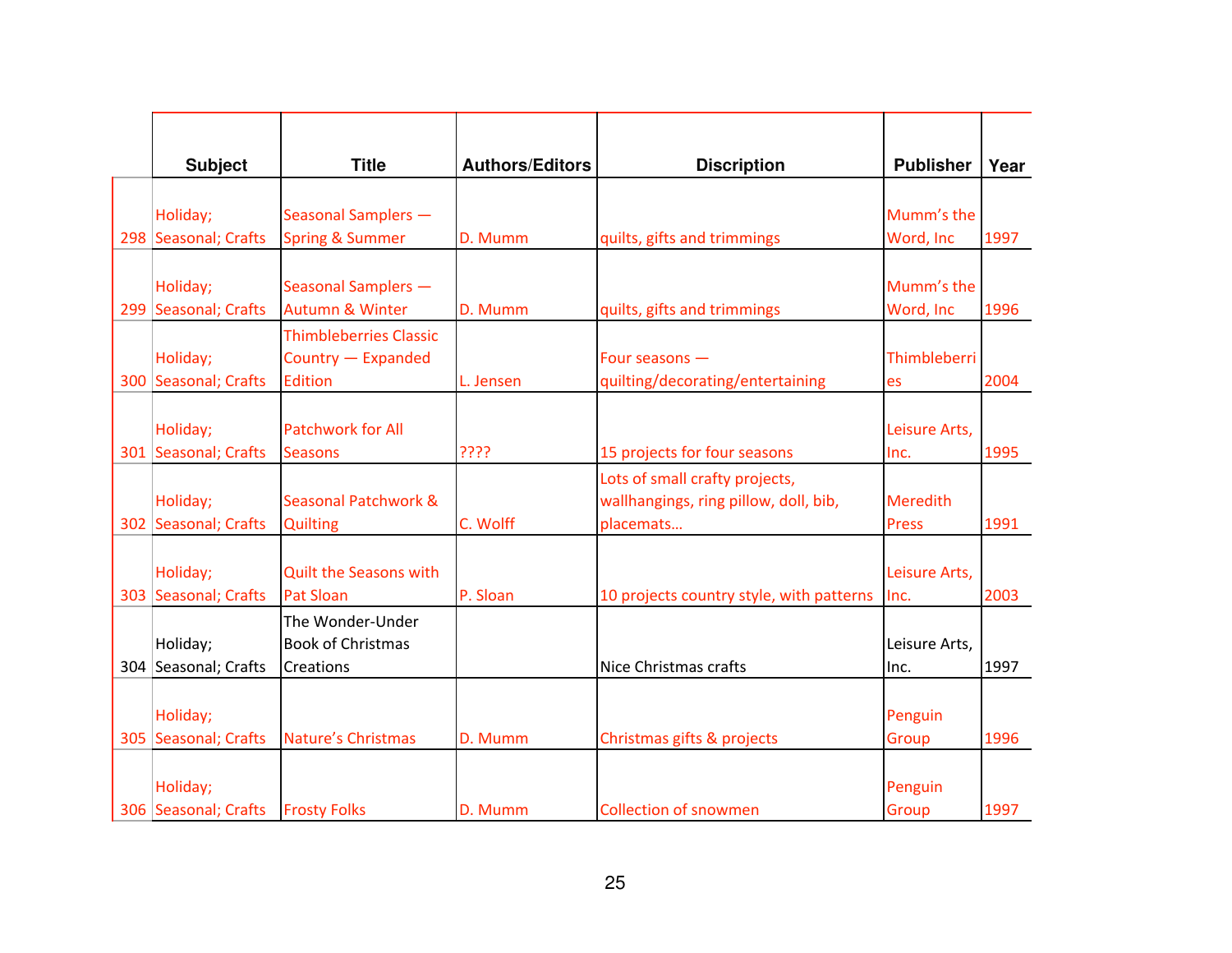| | Subject | Title | Authors/Editors | Discription | Publisher | Year |
|---|---|---|---|---|---|---|
| 298 | Holiday; Seasonal; Crafts | Seasonal Samplers — Spring & Summer | D. Mumm | quilts, gifts and trimmings | Mumm's the Word, Inc | 1997 |
| 299 | Holiday; Seasonal; Crafts | Seasonal Samplers — Autumn & Winter | D. Mumm | quilts, gifts and trimmings | Mumm's the Word, Inc | 1996 |
| 300 | Holiday; Seasonal; Crafts | Thimbleberries Classic Country — Expanded Edition | L. Jensen | Four seasons — quilting/decorating/entertaining | Thimbleberries | 2004 |
| 301 | Holiday; Seasonal; Crafts | Patchwork for All Seasons | ???? | 15 projects for four seasons | Leisure Arts, Inc. | 1995 |
| 302 | Holiday; Seasonal; Crafts | Seasonal Patchwork & Quilting | C. Wolff | Lots of small crafty projects, wallhangings, ring pillow, doll, bib, placemats… | Meredith Press | 1991 |
| 303 | Holiday; Seasonal; Crafts | Quilt the Seasons with Pat Sloan | P. Sloan | 10 projects country style, with patterns | Leisure Arts, Inc. | 2003 |
| 304 | Holiday; Seasonal; Crafts | The Wonder-Under Book of Christmas Creations | | Nice Christmas crafts | Leisure Arts, Inc. | 1997 |
| 305 | Holiday; Seasonal; Crafts | Nature's Christmas | D. Mumm | Christmas gifts & projects | Penguin Group | 1996 |
| 306 | Holiday; Seasonal; Crafts | Frosty Folks | D. Mumm | Collection of snowmen | Penguin Group | 1997 |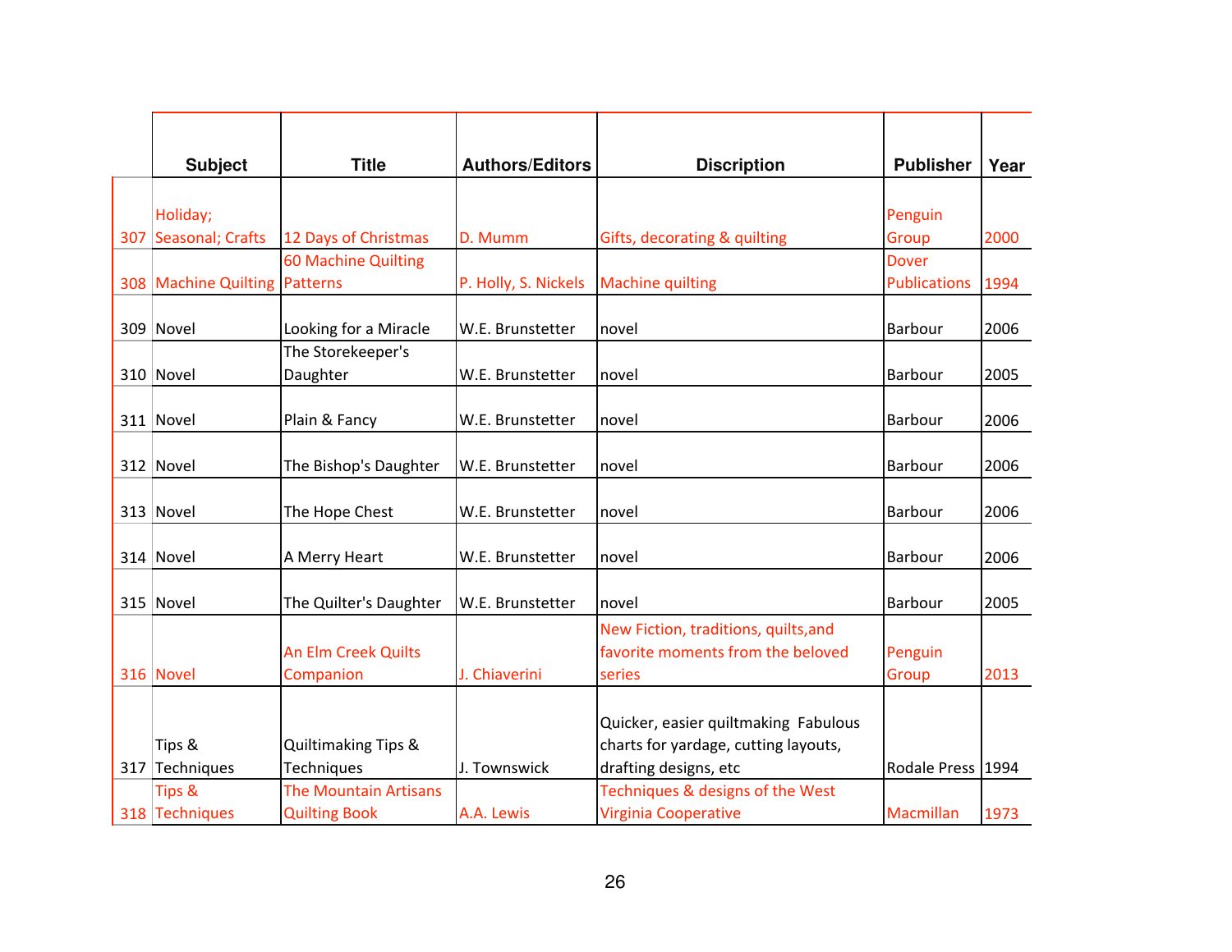| | Subject | Title | Authors/Editors | Discription | Publisher | Year |
|---|---|---|---|---|---|---|
| 307 | Holiday; Seasonal; Crafts | 12 Days of Christmas | D. Mumm | Gifts, decorating & quilting | Penguin Group | 2000 |
| 308 | Machine Quilting | 60 Machine Quilting Patterns | P. Holly, S. Nickels | Machine quilting | Dover Publications | 1994 |
| 309 | Novel | Looking for a Miracle | W.E. Brunstetter | novel | Barbour | 2006 |
| 310 | Novel | The Storekeeper's Daughter | W.E. Brunstetter | novel | Barbour | 2005 |
| 311 | Novel | Plain & Fancy | W.E. Brunstetter | novel | Barbour | 2006 |
| 312 | Novel | The Bishop's Daughter | W.E. Brunstetter | novel | Barbour | 2006 |
| 313 | Novel | The Hope Chest | W.E. Brunstetter | novel | Barbour | 2006 |
| 314 | Novel | A Merry Heart | W.E. Brunstetter | novel | Barbour | 2006 |
| 315 | Novel | The Quilter's Daughter | W.E. Brunstetter | novel | Barbour | 2005 |
| 316 | Novel | An Elm Creek Quilts Companion | J. Chiaverini | New Fiction, traditions, quilts,and favorite moments from the beloved series | Penguin Group | 2013 |
| 317 | Tips & Techniques | Quiltmaking Tips & Techniques | J. Townswick | Quicker, easier quiltmaking Fabulous charts for yardage, cutting layouts, drafting designs, etc | Rodale Press | 1994 |
| 318 | Tips & Techniques | The Mountain Artisans Quilting Book | A.A. Lewis | Techniques & designs of the West Virginia Cooperative | Macmillan | 1973 |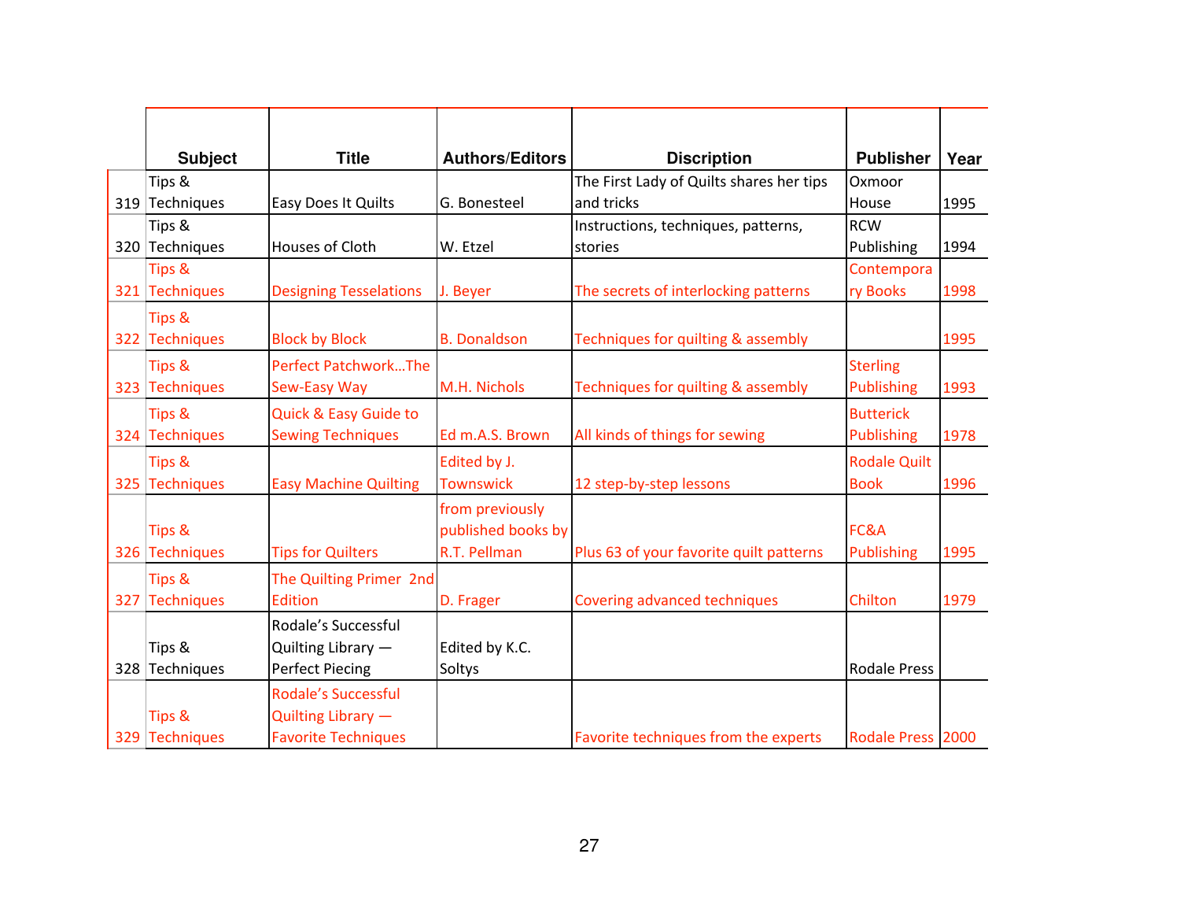| | Subject | Title | Authors/Editors | Discription | Publisher | Year |
|---|---|---|---|---|---|---|
| 319 | Tips & Techniques | Easy Does It Quilts | G. Bonesteel | The First Lady of Quilts shares her tips and tricks | Oxmoor House | 1995 |
| 320 | Tips & Techniques | Houses of Cloth | W. Etzel | Instructions, techniques, patterns, stories | RCW Publishing | 1994 |
| 321 | Tips & Techniques | Designing Tesselations | J. Beyer | The secrets of interlocking patterns | Contemporary Books | 1998 |
| 322 | Tips & Techniques | Block by Block | B. Donaldson | Techniques for quilting & assembly | | 1995 |
| 323 | Tips & Techniques | Perfect Patchwork…The Sew-Easy Way | M.H. Nichols | Techniques for quilting & assembly | Sterling Publishing | 1993 |
| 324 | Tips & Techniques | Quick & Easy Guide to Sewing Techniques | Ed m.A.S. Brown | All kinds of things for sewing | Butterick Publishing | 1978 |
| 325 | Tips & Techniques | Easy Machine Quilting | Edited by J. Townswick | 12 step-by-step lessons | Rodale Quilt Book | 1996 |
| 326 | Tips & Techniques | Tips for Quilters | from previously published books by R.T. Pellman | Plus 63 of your favorite quilt patterns | FC&A Publishing | 1995 |
| 327 | Tips & Techniques | The Quilting Primer 2nd Edition | D. Frager | Covering advanced techniques | Chilton | 1979 |
| 328 | Tips & Techniques | Rodale's Successful Quilting Library — Perfect Piecing | Edited by K.C. Soltys | | Rodale Press | |
| 329 | Tips & Techniques | Rodale's Successful Quilting Library — Favorite Techniques | | Favorite techniques from the experts | Rodale Press | 2000 |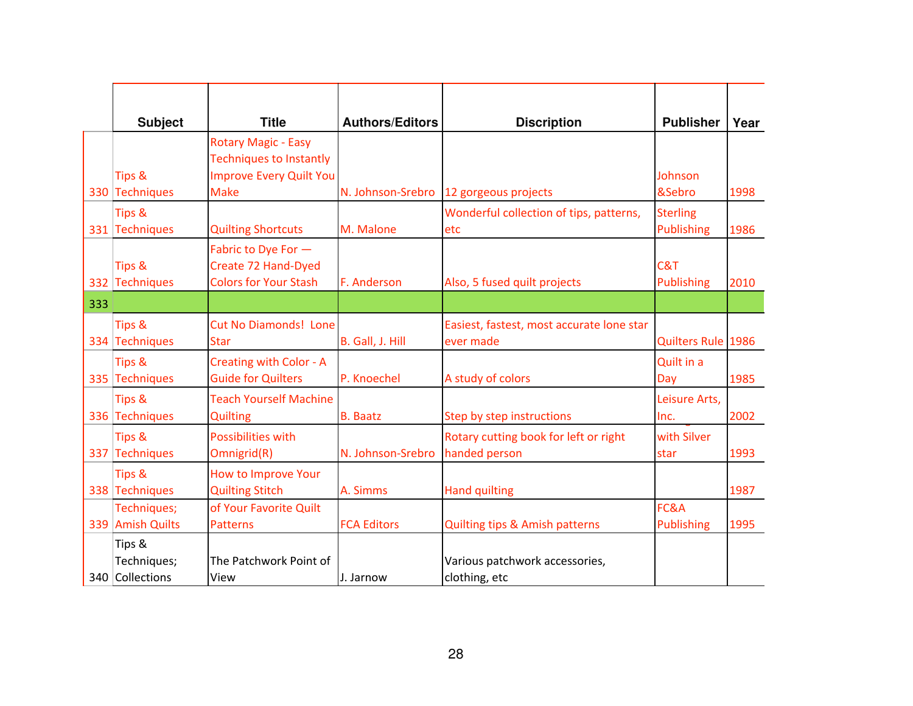|  | Subject | Title | Authors/Editors | Discription | Publisher | Year |
|---|---|---|---|---|---|---|
| 330 | Tips & Techniques | Rotary Magic - Easy Techniques to Instantly Improve Every Quilt You Make | N. Johnson-Srebro | 12 gorgeous projects | Johnson &Sebro | 1998 |
| 331 | Tips & Techniques | Quilting Shortcuts | M. Malone | Wonderful collection of tips, patterns, etc | Sterling Publishing | 1986 |
| 332 | Tips & Techniques | Fabric to Dye For — Create 72 Hand-Dyed Colors for Your Stash | F. Anderson | Also, 5 fused quilt projects | C&T Publishing | 2010 |
| 333 |  |  |  |  |  |  |
| 334 | Tips & Techniques | Cut No Diamonds! Lone Star | B. Gall, J. Hill | Easiest, fastest, most accurate lone star ever made | Quilters Rule | 1986 |
| 335 | Tips & Techniques | Creating with Color - A Guide for Quilters | P. Knoechel | A study of colors | Quilt in a Day | 1985 |
| 336 | Tips & Techniques | Teach Yourself Machine Quilting | B. Baatz | Step by step instructions | Leisure Arts, Inc. | 2002 |
| 337 | Tips & Techniques | Possibilities with Omnigrid(R) | N. Johnson-Srebro | Rotary cutting book for left or right handed person | with Silver star | 1993 |
| 338 | Tips & Techniques | How to Improve Your Quilting Stitch | A. Simms | Hand quilting |  | 1987 |
| 339 | Techniques; Amish Quilts | of Your Favorite Quilt Patterns | FCA Editors | Quilting tips & Amish patterns | FC&A Publishing | 1995 |
| 340 | Tips & Techniques; Collections | The Patchwork Point of View | J. Jarnow | Various patchwork accessories, clothing, etc |  |  |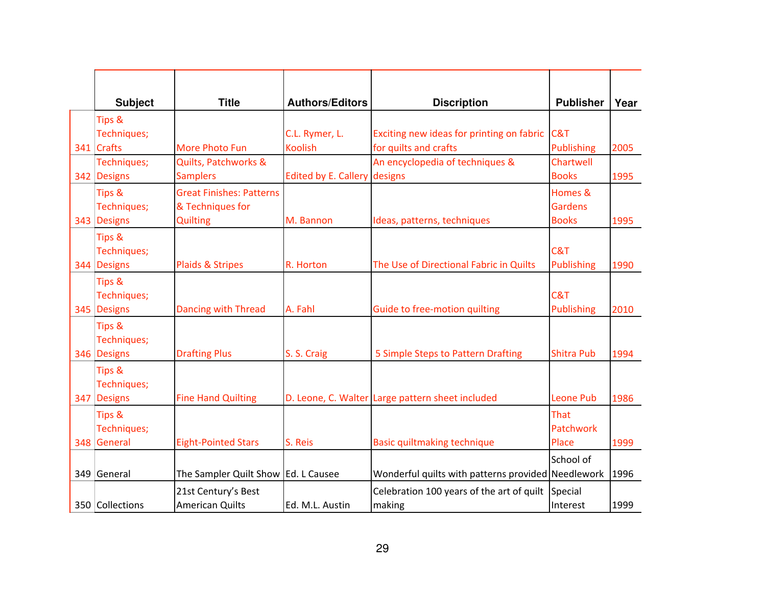| | Subject | Title | Authors/Editors | Discription | Publisher | Year |
|---|---|---|---|---|---|---|
| 341 | Tips & Techniques; Crafts | More Photo Fun | C.L. Rymer, L. Koolish | Exciting new ideas for printing on fabric for quilts and crafts | C&T Publishing | 2005 |
| 342 | Techniques; Designs | Quilts, Patchworks & Samplers | Edited by E. Callery | An encyclopedia of techniques & designs | Chartwell Books | 1995 |
| 343 | Tips & Techniques; Designs | Great Finishes: Patterns & Techniques for Quilting | M. Bannon | Ideas, patterns, techniques | Homes & Gardens Books | 1995 |
| 344 | Tips & Techniques; Designs | Plaids & Stripes | R. Horton | The Use of Directional Fabric in Quilts | C&T Publishing | 1990 |
| 345 | Tips & Techniques; Designs | Dancing with Thread | A. Fahl | Guide to free-motion quilting | C&T Publishing | 2010 |
| 346 | Tips & Techniques; Designs | Drafting Plus | S. S. Craig | 5 Simple Steps to Pattern Drafting | Shitra Pub | 1994 |
| 347 | Tips & Techniques; Designs | Fine Hand Quilting | D. Leone, C. Walter | Large pattern sheet included | Leone Pub | 1986 |
| 348 | Tips & Techniques; General | Eight-Pointed Stars | S. Reis | Basic quiltmaking technique | That Patchwork Place | 1999 |
| 349 | General | The Sampler Quilt Show | Ed. L Causee | Wonderful quilts with patterns provided | School of Needlework | 1996 |
| 350 | Collections | 21st Century's Best American Quilts | Ed. M.L. Austin | Celebration 100 years of the art of quilt making | Special Interest | 1999 |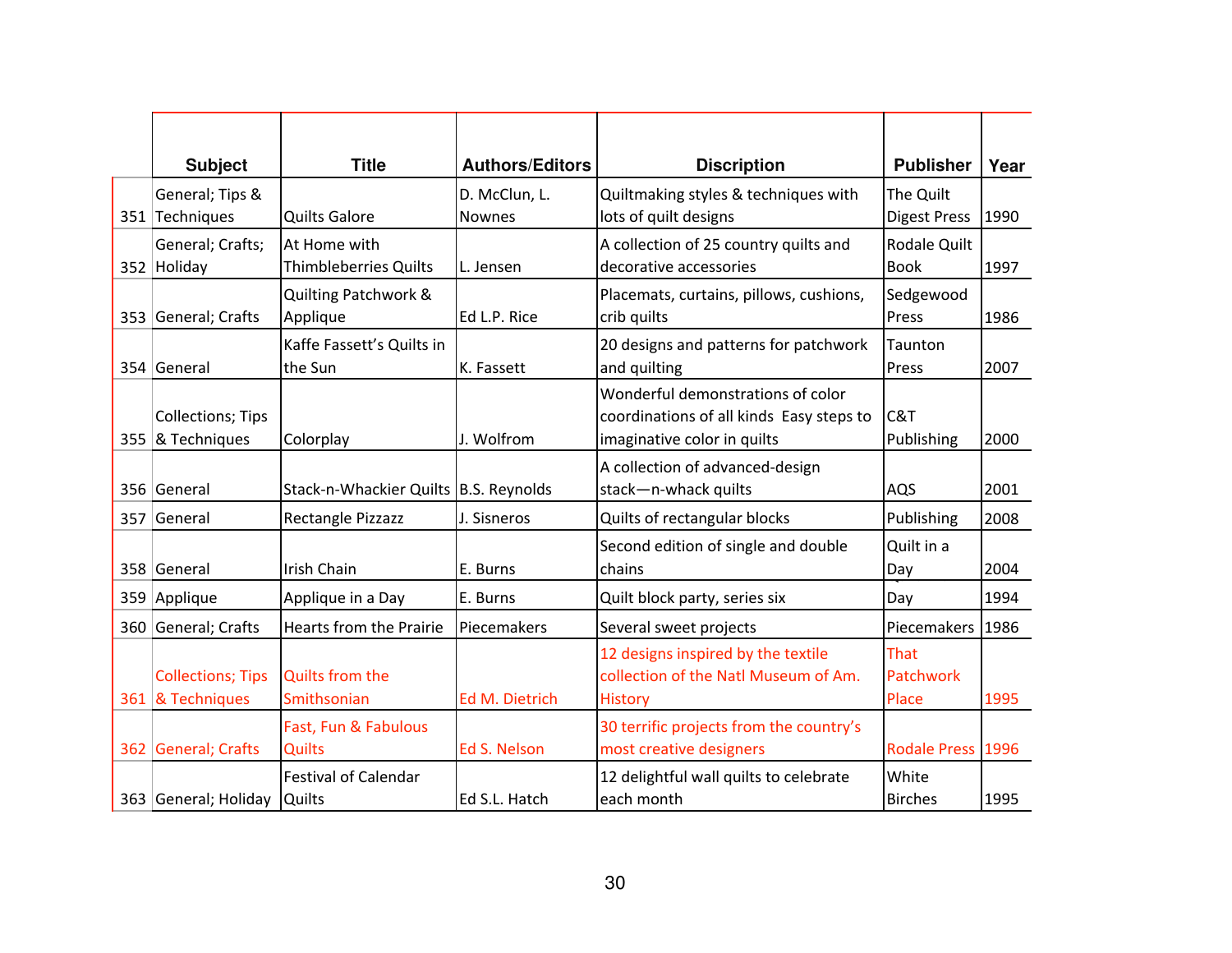| | Subject | Title | Authors/Editors | Discription | Publisher | Year |
|---|---|---|---|---|---|---|
| 351 | General; Tips & Techniques | Quilts Galore | D. McClun, L. Nownes | Quiltmaking styles & techniques with lots of quilt designs | The Quilt Digest Press | 1990 |
| 352 | General; Crafts; Holiday | At Home with Thimbleberries Quilts | L. Jensen | A collection of 25 country quilts and decorative accessories | Rodale Quilt Book | 1997 |
| 353 | General; Crafts | Quilting Patchwork & Applique | Ed L.P. Rice | Placemats, curtains, pillows, cushions, crib quilts | Sedgewood Press | 1986 |
| 354 | General | Kaffe Fassett's Quilts in the Sun | K. Fassett | 20 designs and patterns for patchwork and quilting | Taunton Press | 2007 |
| 355 | Collections; Tips & Techniques | Colorplay | J. Wolfrom | Wonderful demonstrations of color coordinations of all kinds Easy steps to imaginative color in quilts | C&T Publishing | 2000 |
| 356 | General | Stack-n-Whackier Quilts | B.S. Reynolds | A collection of advanced-design stack—n-whack quilts | AQS | 2001 |
| 357 | General | Rectangle Pizzazz | J. Sisneros | Quilts of rectangular blocks | Publishing | 2008 |
| 358 | General | Irish Chain | E. Burns | Second edition of single and double chains | Quilt in a Day | 2004 |
| 359 | Applique | Applique in a Day | E. Burns | Quilt block party, series six | Day | 1994 |
| 360 | General; Crafts | Hearts from the Prairie | Piecemakers | Several sweet projects | Piecemakers | 1986 |
| 361 | Collections; Tips & Techniques | Quilts from the Smithsonian | Ed M. Dietrich | 12 designs inspired by the textile collection of the Natl Museum of Am. History | That Patchwork Place | 1995 |
| 362 | General; Crafts | Fast, Fun & Fabulous Quilts | Ed S. Nelson | 30 terrific projects from the country's most creative designers | Rodale Press | 1996 |
| 363 | General; Holiday | Festival of Calendar Quilts | Ed S.L. Hatch | 12 delightful wall quilts to celebrate each month | White Birches | 1995 |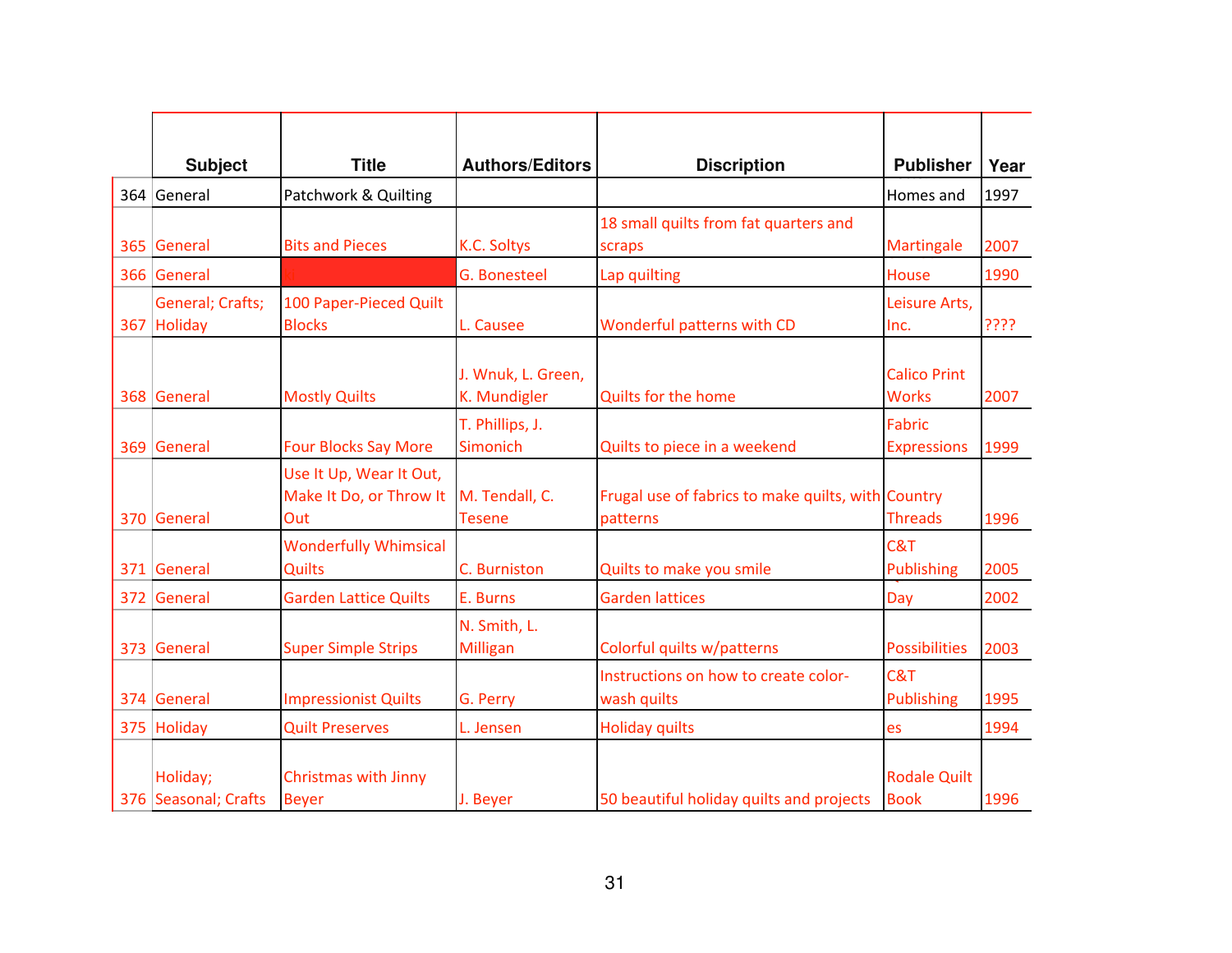| | Subject | Title | Authors/Editors | Discription | Publisher | Year |
|---|---|---|---|---|---|---|
| 364 | General | Patchwork & Quilting | | | Homes and | 1997 |
| 365 | General | Bits and Pieces | K.C. Soltys | 18 small quilts from fat quarters and scraps | Martingale | 2007 |
| 366 | General | | G. Bonesteel | Lap quilting | House | 1990 |
| 367 | General; Crafts; Holiday | 100 Paper-Pieced Quilt Blocks | L. Causee | Wonderful patterns with CD | Leisure Arts, Inc. | ???? |
| 368 | General | Mostly Quilts | J. Wnuk, L. Green, K. Mundigler | Quilts for the home | Calico Print Works | 2007 |
| 369 | General | Four Blocks Say More | T. Phillips, J. Simonich | Quilts to piece in a weekend | Fabric Expressions | 1999 |
| 370 | General | Use It Up, Wear It Out, Make It Do, or Throw It Out | M. Tendall, C. Tesene | Frugal use of fabrics to make quilts, with patterns | Country Threads | 1996 |
| 371 | General | Wonderfully Whimsical Quilts | C. Burniston | Quilts to make you smile | C&T Publishing | 2005 |
| 372 | General | Garden Lattice Quilts | E. Burns | Garden lattices | Day | 2002 |
| 373 | General | Super Simple Strips | N. Smith, L. Milligan | Colorful quilts w/patterns | Possibilities | 2003 |
| 374 | General | Impressionist Quilts | G. Perry | Instructions on how to create color-wash quilts | C&T Publishing | 1995 |
| 375 | Holiday | Quilt Preserves | L. Jensen | Holiday quilts | es | 1994 |
| 376 | Holiday; Seasonal; Crafts | Christmas with Jinny Beyer | J. Beyer | 50 beautiful holiday quilts and projects | Rodale Quilt Book | 1996 |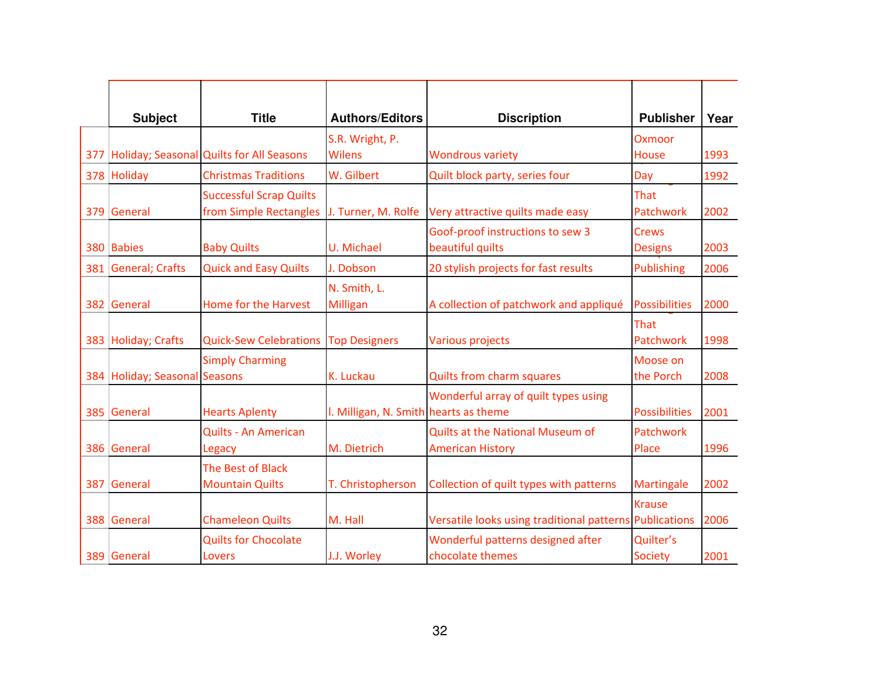|  | Subject | Title | Authors/Editors | Discription | Publisher | Year |
|---|---|---|---|---|---|---|
| 377 | Holiday; Seasonal | Quilts for All Seasons | S.R. Wright, P. Wilens | Wondrous variety | Oxmoor House | 1993 |
| 378 | Holiday | Christmas Traditions | W. Gilbert | Quilt block party, series four | Day | 1992 |
| 379 | General | Successful Scrap Quilts from Simple Rectangles | J. Turner, M. Rolfe | Very attractive quilts made easy | That Patchwork | 2002 |
| 380 | Babies | Baby Quilts | U. Michael | Goof-proof instructions to sew 3 beautiful quilts | Crews Designs | 2003 |
| 381 | General; Crafts | Quick and Easy Quilts | J. Dobson | 20 stylish projects for fast results | Publishing | 2006 |
| 382 | General | Home for the Harvest | N. Smith, L. Milligan | A collection of patchwork and appliqué | Possibilities | 2000 |
| 383 | Holiday; Crafts | Quick-Sew Celebrations | Top Designers | Various projects | That Patchwork | 1998 |
| 384 | Holiday; Seasonal | Simply Charming Seasons | K. Luckau | Quilts from charm squares | Moose on the Porch | 2008 |
| 385 | General | Hearts Aplenty | I. Milligan, N. Smith | Wonderful array of quilt types using hearts as theme | Possibilities | 2001 |
| 386 | General | Quilts - An American Legacy | M. Dietrich | Quilts at the National Museum of American History | Patchwork Place | 1996 |
| 387 | General | The Best of Black Mountain Quilts | T. Christopherson | Collection of quilt types with patterns | Martingale | 2002 |
| 388 | General | Chameleon Quilts | M. Hall | Versatile looks using traditional patterns | Krause Publications | 2006 |
| 389 | General | Quilts for Chocolate Lovers | J.J. Worley | Wonderful patterns designed after chocolate themes | Quilter's Society | 2001 |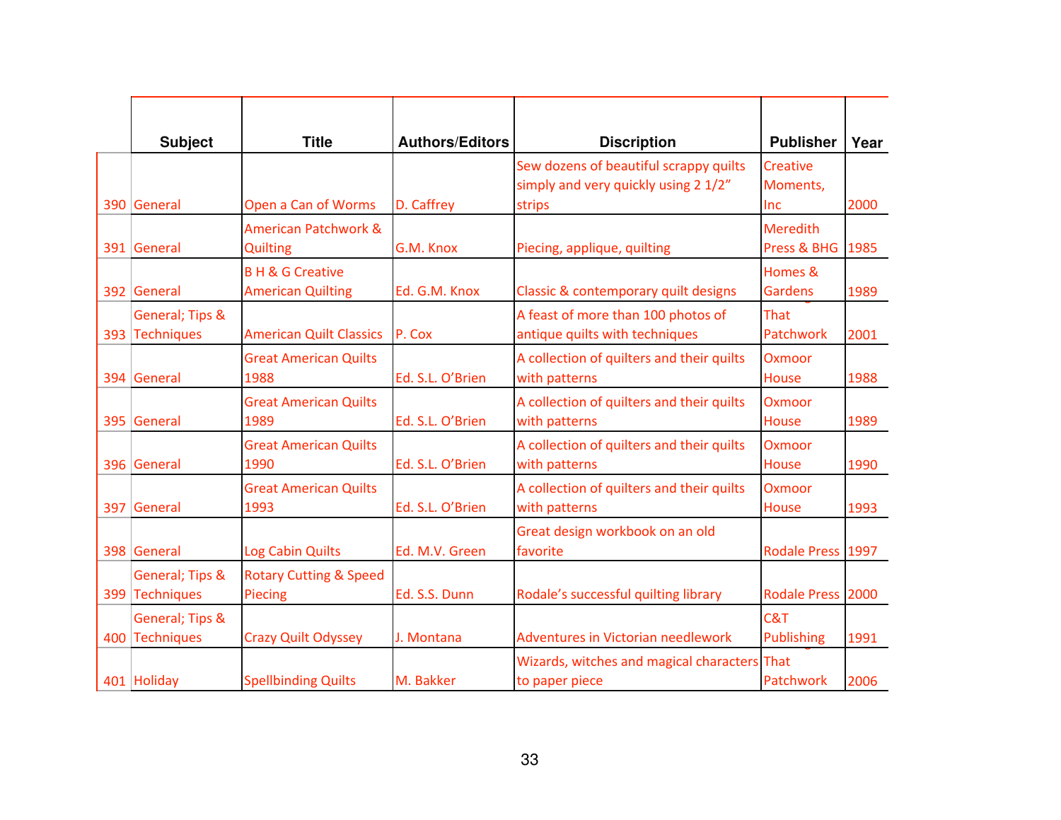| | Subject | Title | Authors/Editors | Discription | Publisher | Year |
|---|---|---|---|---|---|---|
| 390 | General | Open a Can of Worms | D. Caffrey | Sew dozens of beautiful scrappy quilts simply and very quickly using 2 1/2" strips | Creative Moments, Inc | 2000 |
| 391 | General | American Patchwork & Quilting | G.M. Knox | Piecing, applique, quilting | Meredith Press & BHG | 1985 |
| 392 | General | B H & G Creative American Quilting | Ed. G.M. Knox | Classic & contemporary quilt designs | Homes & Gardens | 1989 |
| 393 | General; Tips & Techniques | American Quilt Classics | P. Cox | A feast of more than 100 photos of antique quilts with techniques | That Patchwork | 2001 |
| 394 | General | Great American Quilts 1988 | Ed. S.L. O'Brien | A collection of quilters and their quilts with patterns | Oxmoor House | 1988 |
| 395 | General | Great American Quilts 1989 | Ed. S.L. O'Brien | A collection of quilters and their quilts with patterns | Oxmoor House | 1989 |
| 396 | General | Great American Quilts 1990 | Ed. S.L. O'Brien | A collection of quilters and their quilts with patterns | Oxmoor House | 1990 |
| 397 | General | Great American Quilts 1993 | Ed. S.L. O'Brien | A collection of quilters and their quilts with patterns | Oxmoor House | 1993 |
| 398 | General | Log Cabin Quilts | Ed. M.V. Green | Great design workbook on an old favorite | Rodale Press | 1997 |
| 399 | General; Tips & Techniques | Rotary Cutting & Speed Piecing | Ed. S.S. Dunn | Rodale's successful quilting library | Rodale Press | 2000 |
| 400 | General; Tips & Techniques | Crazy Quilt Odyssey | J. Montana | Adventures in Victorian needlework | C&T Publishing | 1991 |
| 401 | Holiday | Spellbinding Quilts | M. Bakker | Wizards, witches and magical characters to paper piece | That Patchwork | 2006 |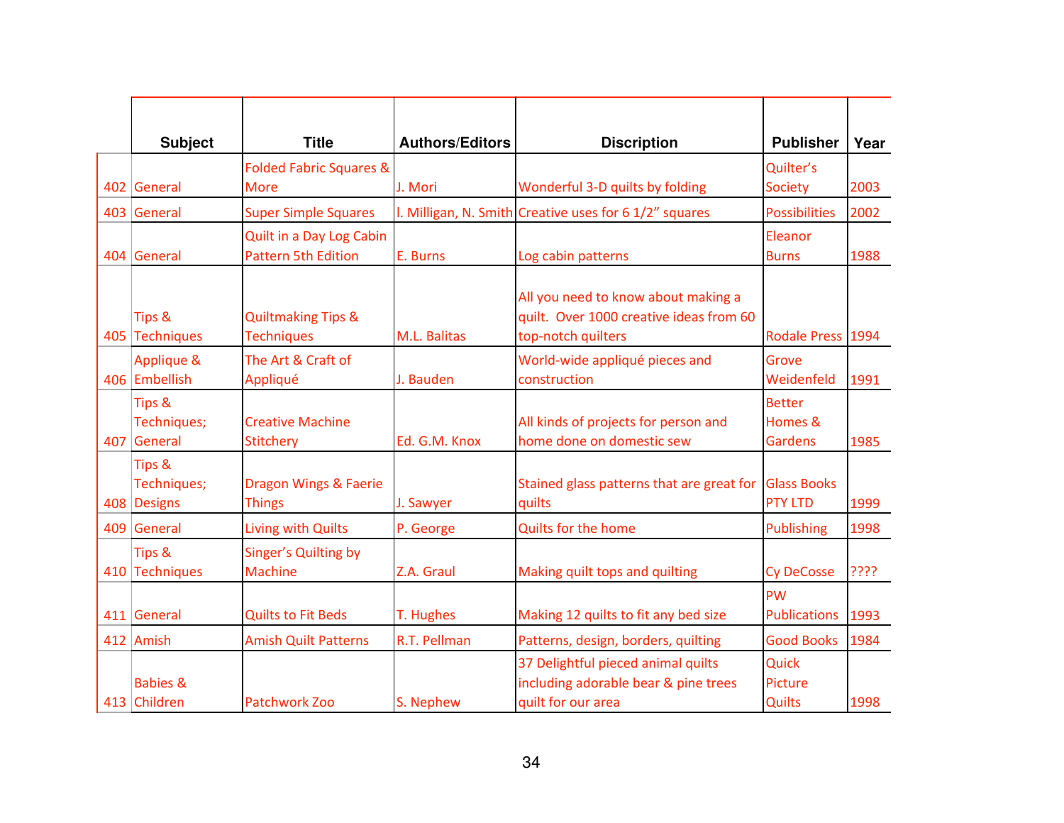| | Subject | Title | Authors/Editors | Discription | Publisher | Year |
|---|---|---|---|---|---|---|
| 402 | General | Folded Fabric Squares & More | J. Mori | Wonderful 3-D quilts by folding | Quilter's Society | 2003 |
| 403 | General | Super Simple Squares | l. Milligan, N. Smith | Creative uses for 6 1/2" squares | Possibilities | 2002 |
| 404 | General | Quilt in a Day Log Cabin Pattern 5th Edition | E. Burns | Log cabin patterns | Eleanor Burns | 1988 |
| 405 | Tips & Techniques | Quiltmaking Tips & Techniques | M.L. Balitas | All you need to know about making a quilt. Over 1000 creative ideas from 60 top-notch quilters | Rodale Press | 1994 |
| 406 | Applique & Embellish | The Art & Craft of Appliqué | J. Bauden | World-wide appliqué pieces and construction | Grove Weidenfeld | 1991 |
| 407 | Tips & Techniques; General | Creative Machine Stitchery | Ed. G.M. Knox | All kinds of projects for person and home done on domestic sew | Better Homes & Gardens | 1985 |
| 408 | Tips & Techniques; Designs | Dragon Wings & Faerie Things | J. Sawyer | Stained glass patterns that are great for quilts | Glass Books PTY LTD | 1999 |
| 409 | General | Living with Quilts | P. George | Quilts for the home | Publishing | 1998 |
| 410 | Tips & Techniques | Singer's Quilting by Machine | Z.A. Graul | Making quilt tops and quilting | Cy DeCosse | ???? |
| 411 | General | Quilts to Fit Beds | T. Hughes | Making 12 quilts to fit any bed size | PW Publications | 1993 |
| 412 | Amish | Amish Quilt Patterns | R.T. Pellman | Patterns, design, borders, quilting | Good Books | 1984 |
| 413 | Babies & Children | Patchwork Zoo | S. Nephew | 37 Delightful pieced animal quilts including adorable bear & pine trees quilt for our area | Quick Picture Quilts | 1998 |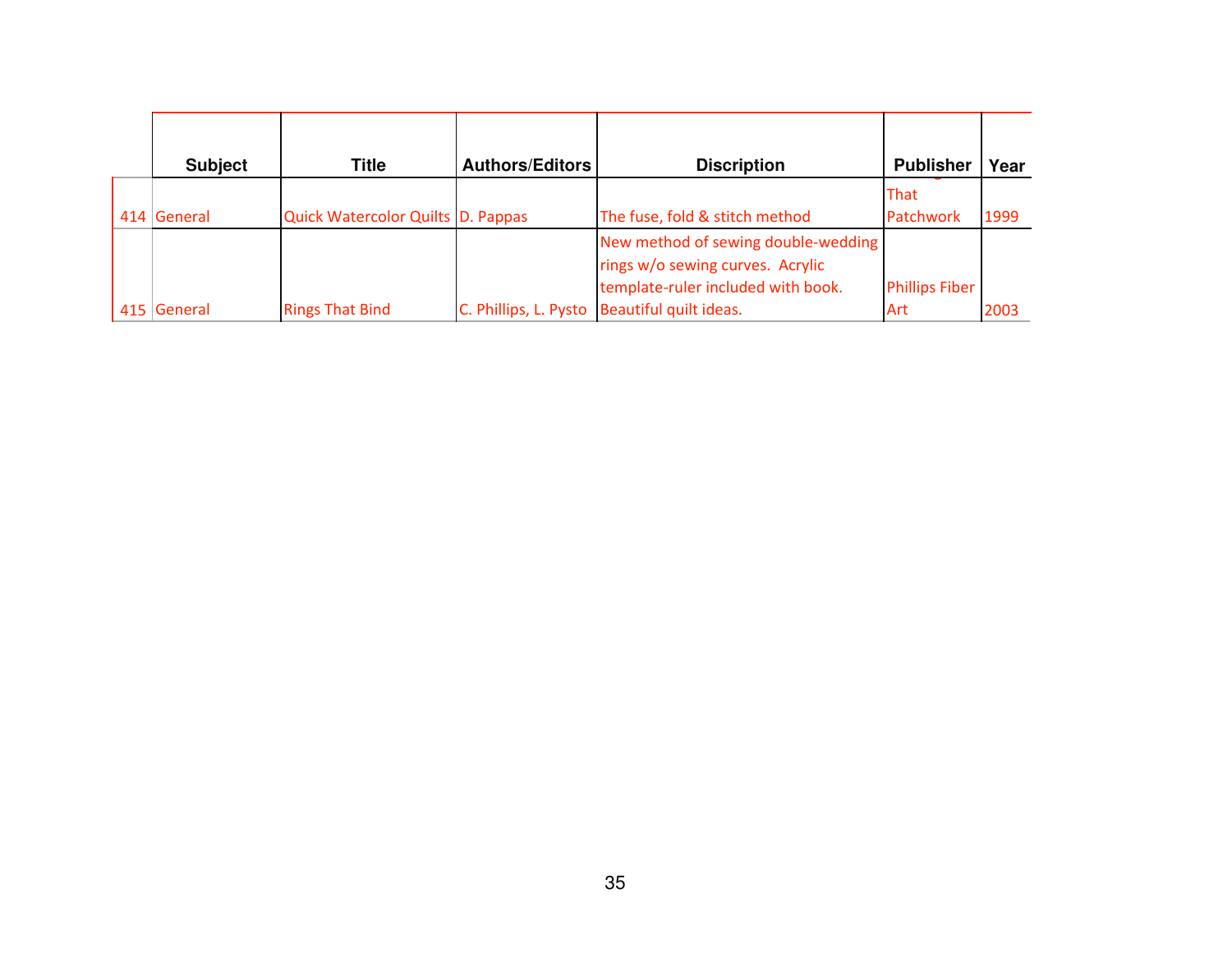| | Subject | Title | Authors/Editors | Discription | Publisher | Year |
|---|---|---|---|---|---|---|
| 414 | General | Quick Watercolor Quilts | D. Pappas | The fuse, fold & stitch method | That Patchwork | 1999 |
| 415 | General | Rings That Bind | C. Phillips, L. Pysto | New method of sewing double-wedding rings w/o sewing curves. Acrylic template-ruler included with book. Beautiful quilt ideas. | Phillips Fiber Art | 2003 |